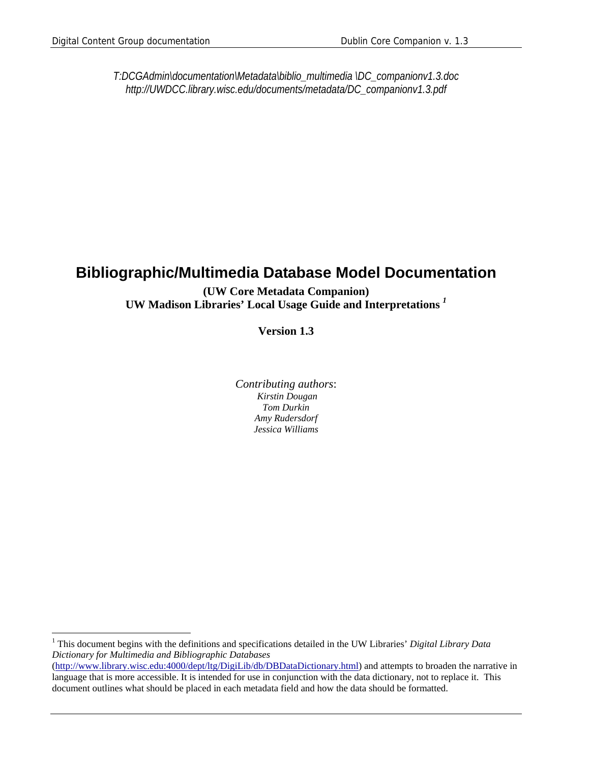*T:DCGAdmin\documentation\Metadata\biblio_multimedia \DC_companionv1.3.doc*
*http://UWDCC.library.wisc.edu/documents/metadata/DC_companionv1.3.pdf*

# Bibliographic/Multimedia Database Model Documentation

**(UW Core Metadata Companion)**
**UW Madison Libraries' Local Usage Guide and Interpretations [1]**

**Version 1.3**

*Contributing authors*:
*Kirstin Dougan*
*Tom Durkin*
*Amy Rudersdorf*
*Jessica Williams*

[1] This document begins with the definitions and specifications detailed in the UW Libraries' *Digital Library Data Dictionary for Multimedia and Bibliographic Databases* (http://www.library.wisc.edu:4000/dept/ltg/DigiLib/db/DBDataDictionary.html) and attempts to broaden the narrative in language that is more accessible. It is intended for use in conjunction with the data dictionary, not to replace it. This document outlines what should be placed in each metadata field and how the data should be formatted.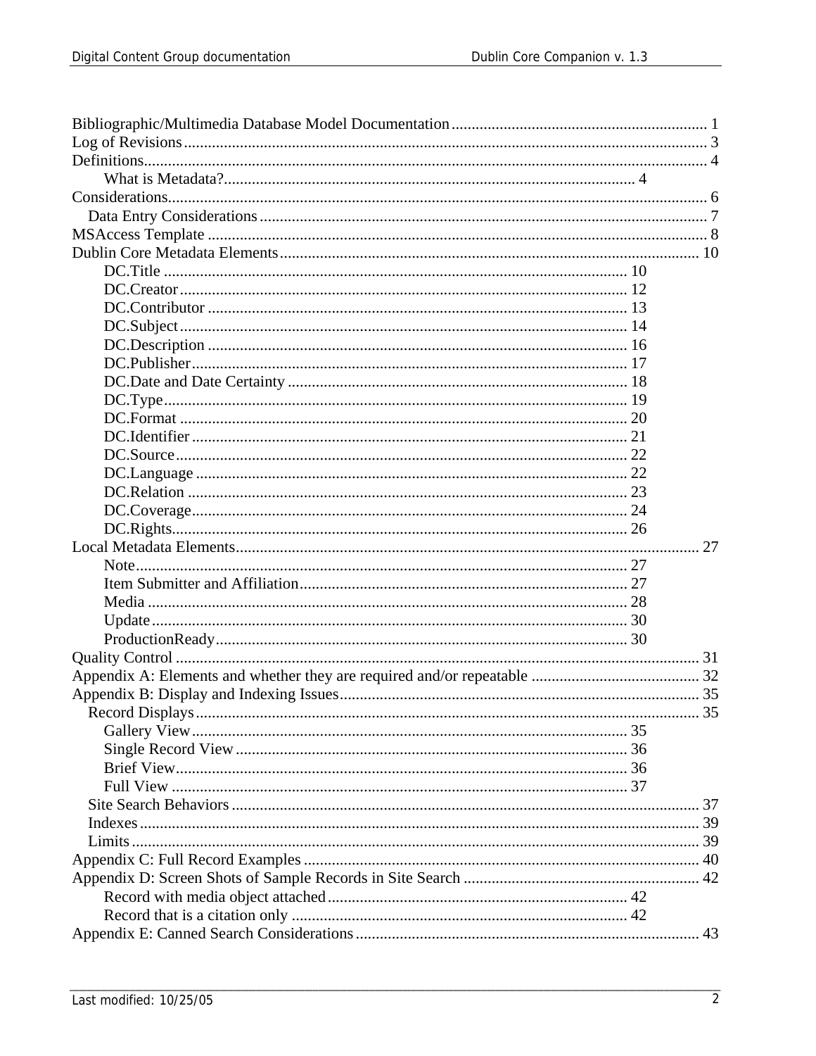Bibliographic/Multimedia Database Model Documentation ... 1
Log of Revisions ... 3
Definitions ... 4
- What is Metadata? ... 4

Considerations ... 6
- Data Entry Considerations ... 7

MSAccess Template ... 8
Dublin Core Metadata Elements ... 10
- DC.Title ... 10
- DC.Creator ... 12
- DC.Contributor ... 13
- DC.Subject ... 14
- DC.Description ... 16
- DC.Publisher ... 17
- DC.Date and Date Certainty ... 18
- DC.Type ... 19
- DC.Format ... 20
- DC.Identifier ... 21
- DC.Source ... 22
- DC.Language ... 22
- DC.Relation ... 23
- DC.Coverage ... 24
- DC.Rights ... 26

Local Metadata Elements ... 27
- Note ... 27
- Item Submitter and Affiliation ... 27
- Media ... 28
- Update ... 30
- ProductionReady ... 30

Quality Control ... 31
Appendix A: Elements and whether they are required and/or repeatable ... 32
Appendix B: Display and Indexing Issues ... 35
- Record Displays ... 35
  - Gallery View ... 35
  - Single Record View ... 36
  - Brief View ... 36
  - Full View ... 37
- Site Search Behaviors ... 37
- Indexes ... 39
- Limits ... 39

Appendix C: Full Record Examples ... 40
Appendix D: Screen Shots of Sample Records in Site Search ... 42
- Record with media object attached ... 42
- Record that is a citation only ... 42

Appendix E: Canned Search Considerations ... 43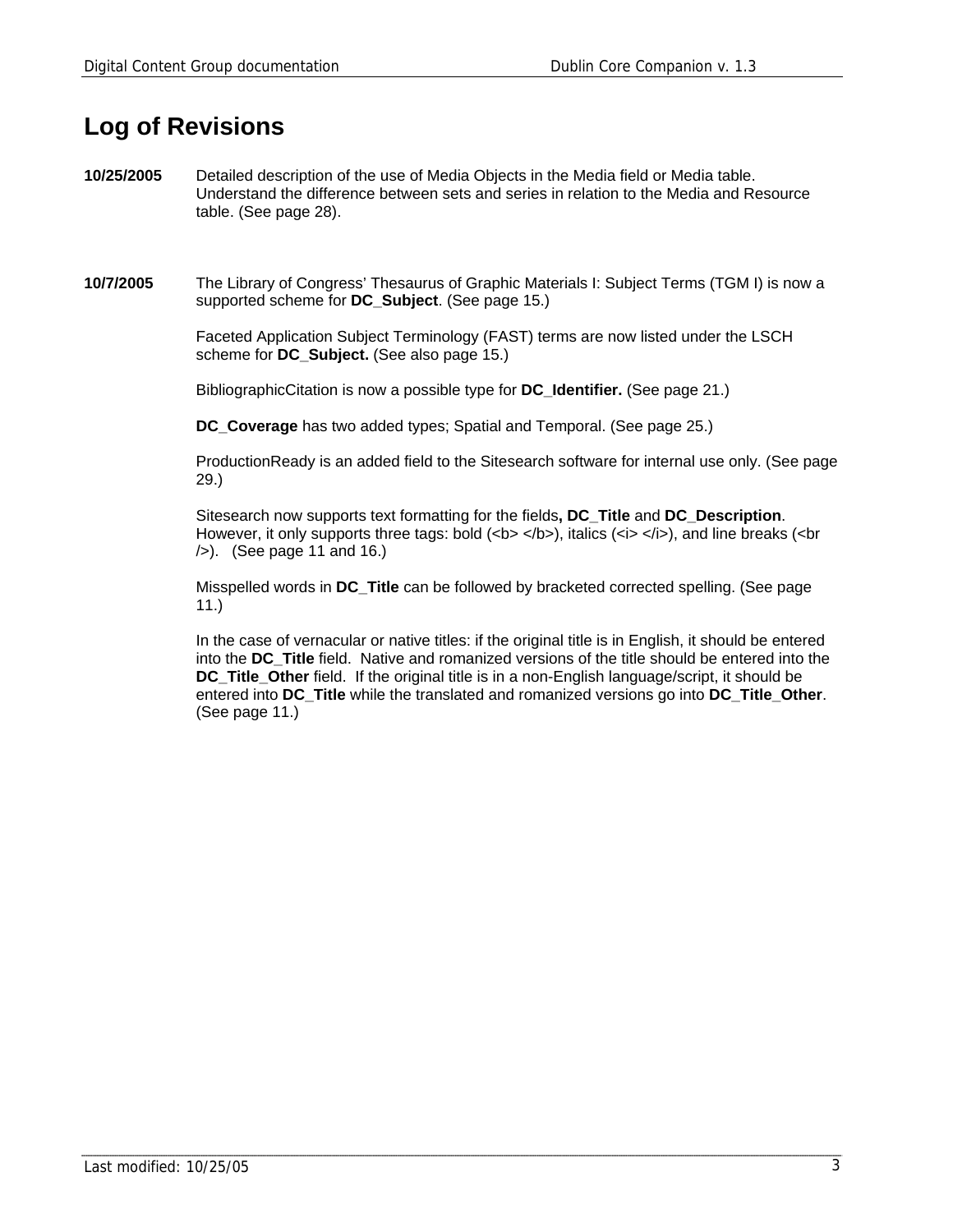# Log of Revisions

**10/25/2005** Detailed description of the use of Media Objects in the Media field or Media table. Understand the difference between sets and series in relation to the Media and Resource table. (See page 28).

**10/7/2005** The Library of Congress' Thesaurus of Graphic Materials I: Subject Terms (TGM I) is now a supported scheme for **DC_Subject**. (See page 15.)

Faceted Application Subject Terminology (FAST) terms are now listed under the LSCH scheme for **DC_Subject.** (See also page 15.)

BibliographicCitation is now a possible type for **DC_Identifier.** (See page 21.)

**DC_Coverage** has two added types; Spatial and Temporal. (See page 25.)

ProductionReady is an added field to the Sitesearch software for internal use only. (See page 29.)

Sitesearch now supports text formatting for the fields**, DC_Title** and **DC_Description**. However, it only supports three tags: bold (<b> </b>), italics (<i> </i>), and line breaks (<br />). (See page 11 and 16.)

Misspelled words in **DC_Title** can be followed by bracketed corrected spelling. (See page 11.)

In the case of vernacular or native titles: if the original title is in English, it should be entered into the **DC_Title** field. Native and romanized versions of the title should be entered into the **DC_Title_Other** field. If the original title is in a non-English language/script, it should be entered into **DC_Title** while the translated and romanized versions go into **DC_Title_Other**. (See page 11.)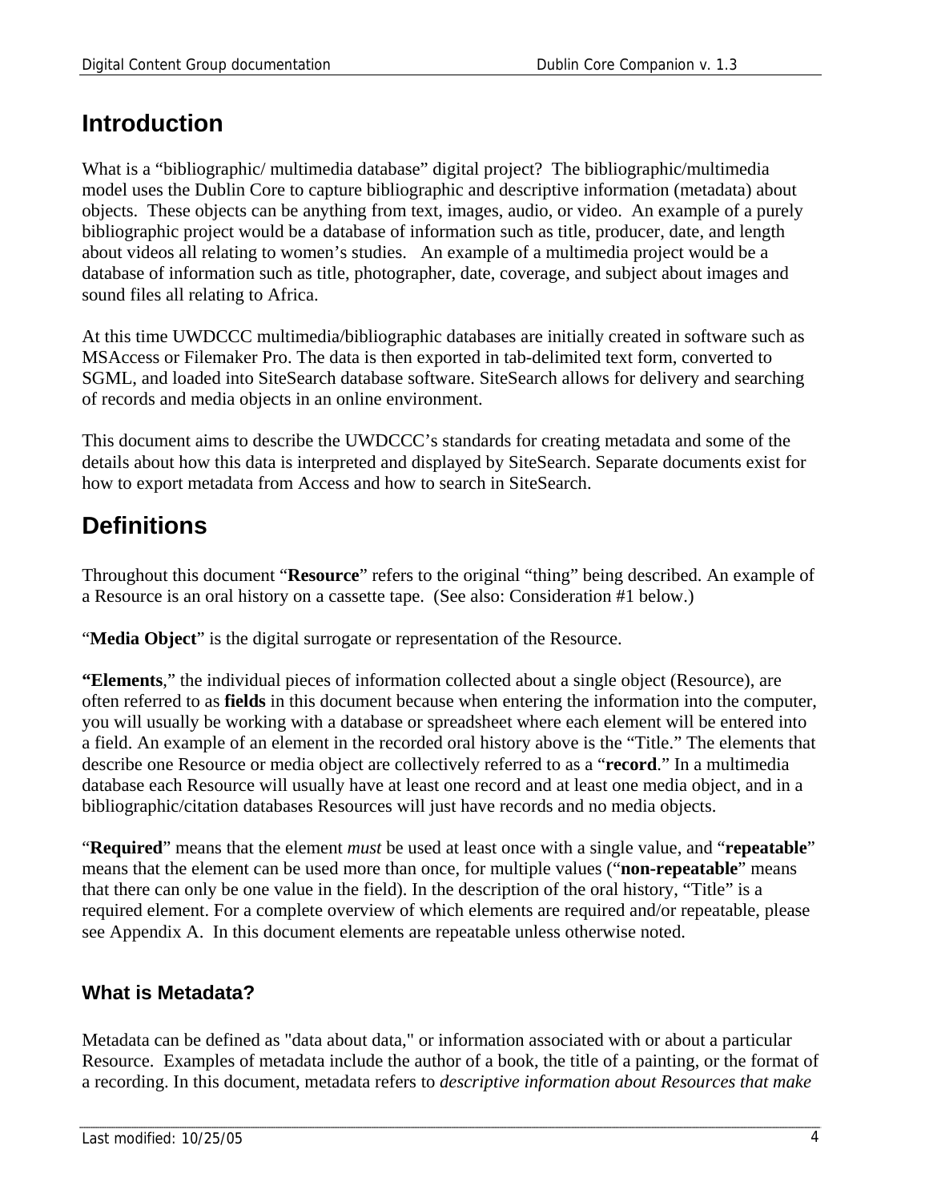# Introduction

What is a "bibliographic/ multimedia database" digital project? The bibliographic/multimedia model uses the Dublin Core to capture bibliographic and descriptive information (metadata) about objects. These objects can be anything from text, images, audio, or video. An example of a purely bibliographic project would be a database of information such as title, producer, date, and length about videos all relating to women's studies. An example of a multimedia project would be a database of information such as title, photographer, date, coverage, and subject about images and sound files all relating to Africa.

At this time UWDCCC multimedia/bibliographic databases are initially created in software such as MSAccess or Filemaker Pro. The data is then exported in tab-delimited text form, converted to SGML, and loaded into SiteSearch database software. SiteSearch allows for delivery and searching of records and media objects in an online environment.

This document aims to describe the UWDCCC's standards for creating metadata and some of the details about how this data is interpreted and displayed by SiteSearch. Separate documents exist for how to export metadata from Access and how to search in SiteSearch.

# Definitions

Throughout this document "**Resource**" refers to the original "thing" being described. An example of a Resource is an oral history on a cassette tape. (See also: Consideration #1 below.)

"**Media Object**" is the digital surrogate or representation of the Resource.

**"Elements**," the individual pieces of information collected about a single object (Resource), are often referred to as **fields** in this document because when entering the information into the computer, you will usually be working with a database or spreadsheet where each element will be entered into a field. An example of an element in the recorded oral history above is the "Title." The elements that describe one Resource or media object are collectively referred to as a "**record**." In a multimedia database each Resource will usually have at least one record and at least one media object, and in a bibliographic/citation databases Resources will just have records and no media objects.

"**Required**" means that the element *must* be used at least once with a single value, and "**repeatable**" means that the element can be used more than once, for multiple values ("**non-repeatable**" means that there can only be one value in the field). In the description of the oral history, "Title" is a required element. For a complete overview of which elements are required and/or repeatable, please see Appendix A. In this document elements are repeatable unless otherwise noted.

## What is Metadata?

Metadata can be defined as "data about data," or information associated with or about a particular Resource. Examples of metadata include the author of a book, the title of a painting, or the format of a recording. In this document, metadata refers to *descriptive information about Resources that make*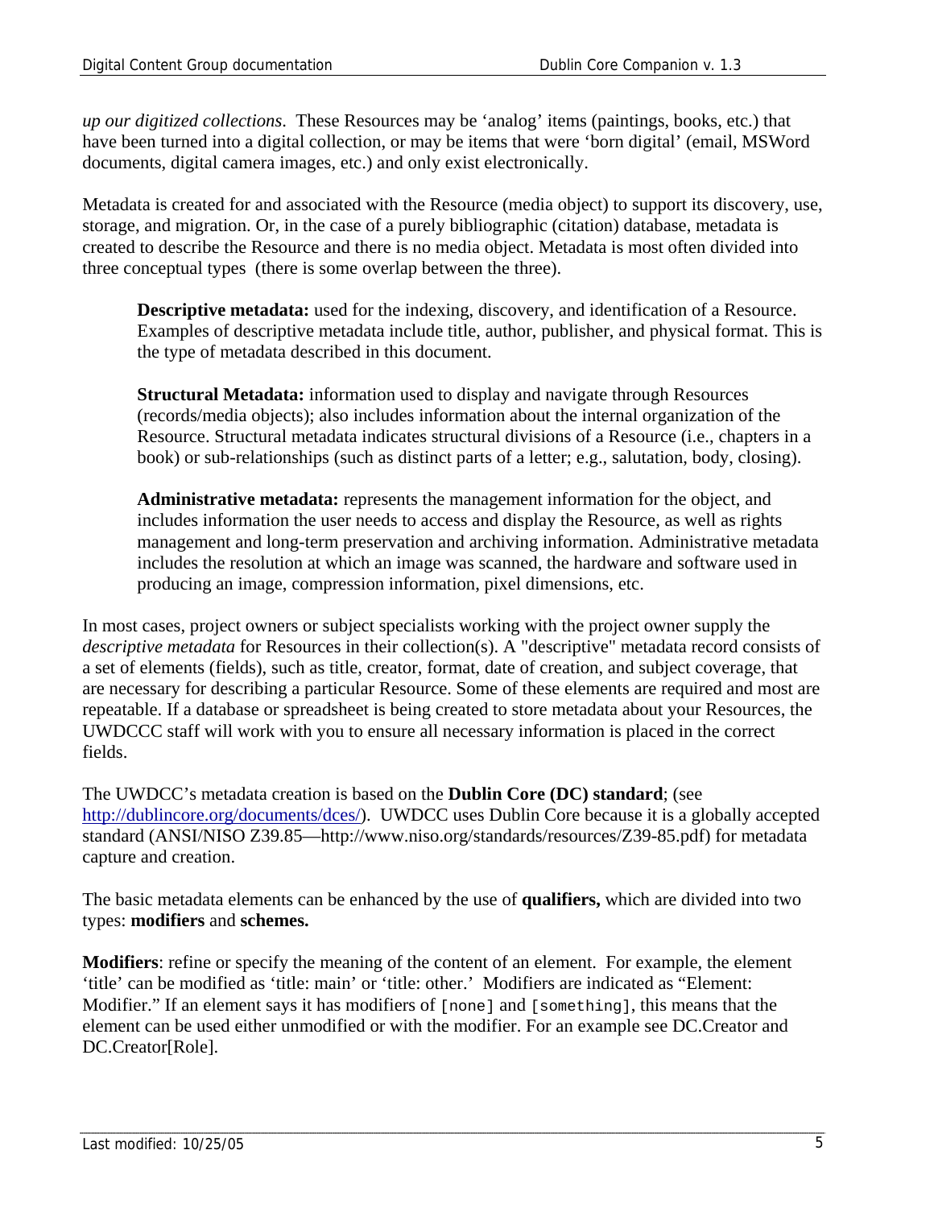*up our digitized collections*. These Resources may be 'analog' items (paintings, books, etc.) that have been turned into a digital collection, or may be items that were 'born digital' (email, MSWord documents, digital camera images, etc.) and only exist electronically.

Metadata is created for and associated with the Resource (media object) to support its discovery, use, storage, and migration. Or, in the case of a purely bibliographic (citation) database, metadata is created to describe the Resource and there is no media object. Metadata is most often divided into three conceptual types (there is some overlap between the three).

> **Descriptive metadata:** used for the indexing, discovery, and identification of a Resource. Examples of descriptive metadata include title, author, publisher, and physical format. This is the type of metadata described in this document.
>
> **Structural Metadata:** information used to display and navigate through Resources (records/media objects); also includes information about the internal organization of the Resource. Structural metadata indicates structural divisions of a Resource (i.e., chapters in a book) or sub-relationships (such as distinct parts of a letter; e.g., salutation, body, closing).
>
> **Administrative metadata:** represents the management information for the object, and includes information the user needs to access and display the Resource, as well as rights management and long-term preservation and archiving information. Administrative metadata includes the resolution at which an image was scanned, the hardware and software used in producing an image, compression information, pixel dimensions, etc.

In most cases, project owners or subject specialists working with the project owner supply the *descriptive metadata* for Resources in their collection(s). A "descriptive" metadata record consists of a set of elements (fields), such as title, creator, format, date of creation, and subject coverage, that are necessary for describing a particular Resource. Some of these elements are required and most are repeatable. If a database or spreadsheet is being created to store metadata about your Resources, the UWDCCC staff will work with you to ensure all necessary information is placed in the correct fields.

The UWDCC's metadata creation is based on the **Dublin Core (DC) standard**; (see http://dublincore.org/documents/dces/). UWDCC uses Dublin Core because it is a globally accepted standard (ANSI/NISO Z39.85—http://www.niso.org/standards/resources/Z39-85.pdf) for metadata capture and creation.

The basic metadata elements can be enhanced by the use of **qualifiers,** which are divided into two types: **modifiers** and **schemes.**

**Modifiers**: refine or specify the meaning of the content of an element. For example, the element 'title' can be modified as 'title: main' or 'title: other.' Modifiers are indicated as "Element: Modifier." If an element says it has modifiers of `[none]` and `[something]`, this means that the element can be used either unmodified or with the modifier. For an example see DC.Creator and DC.Creator[Role].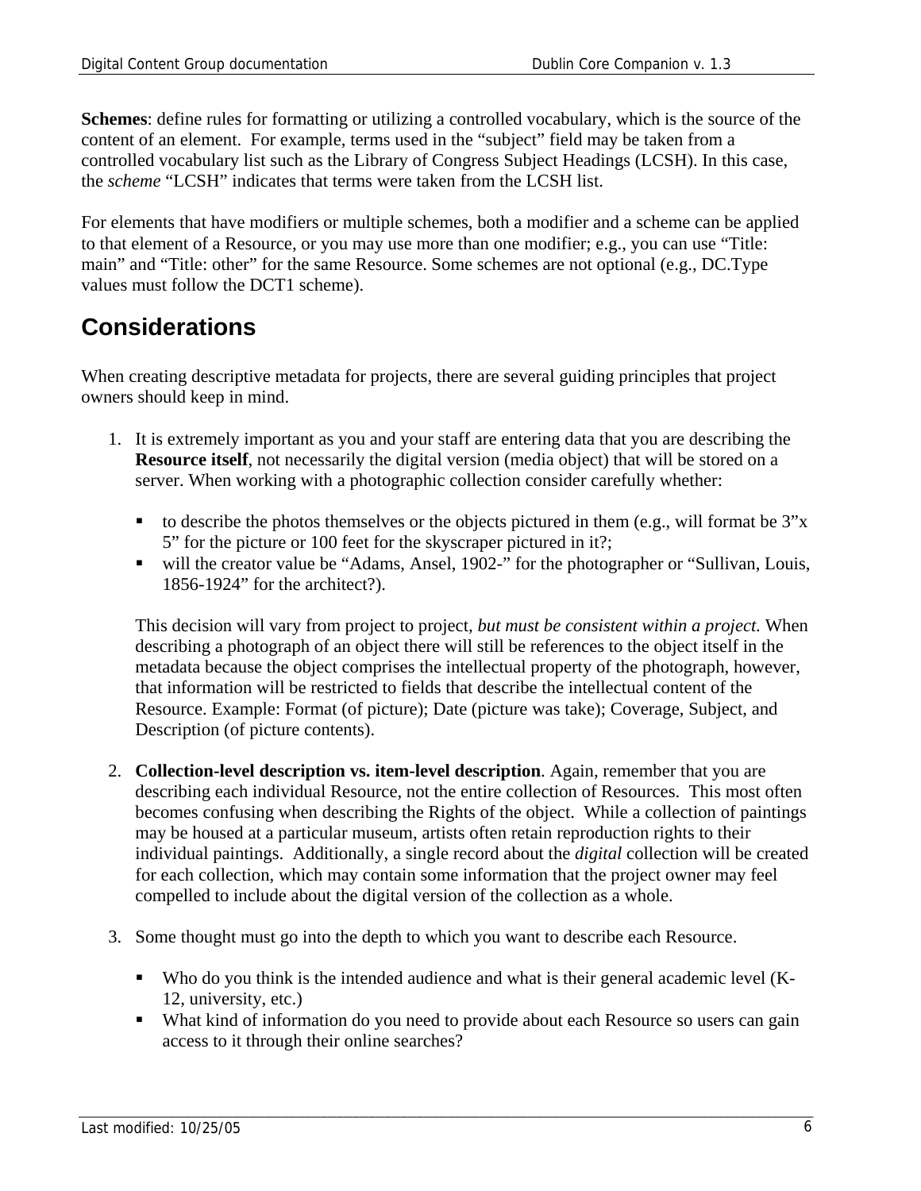**Schemes**: define rules for formatting or utilizing a controlled vocabulary, which is the source of the content of an element. For example, terms used in the "subject" field may be taken from a controlled vocabulary list such as the Library of Congress Subject Headings (LCSH). In this case, the *scheme* "LCSH" indicates that terms were taken from the LCSH list.

For elements that have modifiers or multiple schemes, both a modifier and a scheme can be applied to that element of a Resource, or you may use more than one modifier; e.g., you can use "Title: main" and "Title: other" for the same Resource. Some schemes are not optional (e.g., DC.Type values must follow the DCT1 scheme).

## Considerations

When creating descriptive metadata for projects, there are several guiding principles that project owners should keep in mind.

1. It is extremely important as you and your staff are entering data that you are describing the **Resource itself**, not necessarily the digital version (media object) that will be stored on a server. When working with a photographic collection consider carefully whether:

   - to describe the photos themselves or the objects pictured in them (e.g., will format be 3"x 5" for the picture or 100 feet for the skyscraper pictured in it?;
   - will the creator value be "Adams, Ansel, 1902-" for the photographer or "Sullivan, Louis, 1856-1924" for the architect?).

   This decision will vary from project to project, *but must be consistent within a project.* When describing a photograph of an object there will still be references to the object itself in the metadata because the object comprises the intellectual property of the photograph, however, that information will be restricted to fields that describe the intellectual content of the Resource. Example: Format (of picture); Date (picture was take); Coverage, Subject, and Description (of picture contents).

2. **Collection-level description vs. item-level description**. Again, remember that you are describing each individual Resource, not the entire collection of Resources. This most often becomes confusing when describing the Rights of the object. While a collection of paintings may be housed at a particular museum, artists often retain reproduction rights to their individual paintings. Additionally, a single record about the *digital* collection will be created for each collection, which may contain some information that the project owner may feel compelled to include about the digital version of the collection as a whole.

3. Some thought must go into the depth to which you want to describe each Resource.

   - Who do you think is the intended audience and what is their general academic level (K-12, university, etc.)
   - What kind of information do you need to provide about each Resource so users can gain access to it through their online searches?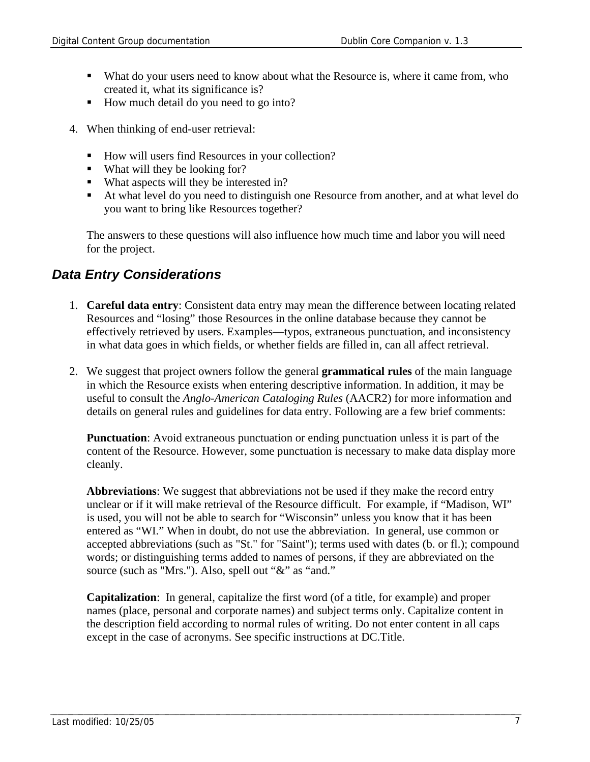- What do your users need to know about what the Resource is, where it came from, who created it, what its significance is?
- How much detail do you need to go into?

4. When thinking of end-user retrieval:

   - How will users find Resources in your collection?
   - What will they be looking for?
   - What aspects will they be interested in?
   - At what level do you need to distinguish one Resource from another, and at what level do you want to bring like Resources together?

   The answers to these questions will also influence how much time and labor you will need for the project.

## *Data Entry Considerations*

1. **Careful data entry**: Consistent data entry may mean the difference between locating related Resources and "losing" those Resources in the online database because they cannot be effectively retrieved by users. Examples—typos, extraneous punctuation, and inconsistency in what data goes in which fields, or whether fields are filled in, can all affect retrieval.

2. We suggest that project owners follow the general **grammatical rules** of the main language in which the Resource exists when entering descriptive information. In addition, it may be useful to consult the *Anglo-American Cataloging Rules* (AACR2) for more information and details on general rules and guidelines for data entry. Following are a few brief comments:

   **Punctuation**: Avoid extraneous punctuation or ending punctuation unless it is part of the content of the Resource. However, some punctuation is necessary to make data display more cleanly.

   **Abbreviations**: We suggest that abbreviations not be used if they make the record entry unclear or if it will make retrieval of the Resource difficult. For example, if "Madison, WI" is used, you will not be able to search for "Wisconsin" unless you know that it has been entered as "WI." When in doubt, do not use the abbreviation. In general, use common or accepted abbreviations (such as "St." for "Saint"); terms used with dates (b. or fl.); compound words; or distinguishing terms added to names of persons, if they are abbreviated on the source (such as "Mrs."). Also, spell out "&" as "and."

   **Capitalization**: In general, capitalize the first word (of a title, for example) and proper names (place, personal and corporate names) and subject terms only. Capitalize content in the description field according to normal rules of writing. Do not enter content in all caps except in the case of acronyms. See specific instructions at DC.Title.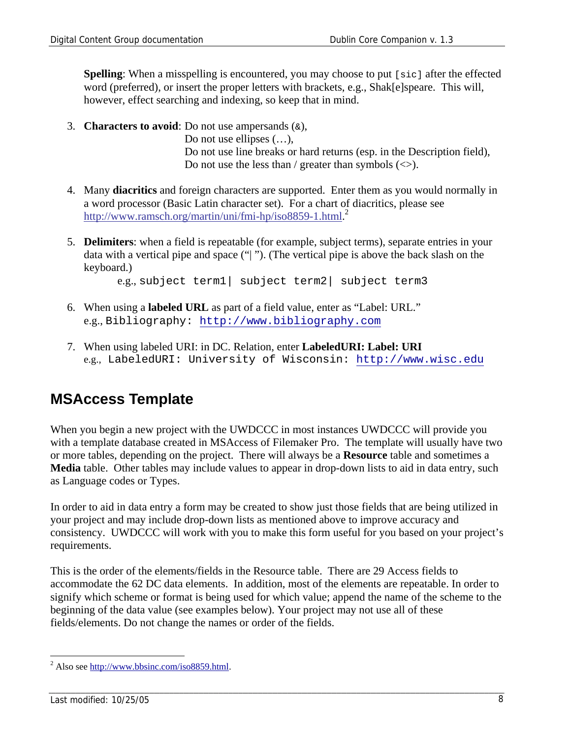**Spelling**: When a misspelling is encountered, you may choose to put `[sic]` after the effected word (preferred), or insert the proper letters with brackets, e.g., Shak[e]speare. This will, however, effect searching and indexing, so keep that in mind.

3. **Characters to avoid**: Do not use ampersands (&),
   Do not use ellipses (…),
   Do not use line breaks or hard returns (esp. in the Description field),
   Do not use the less than / greater than symbols (<>).

4. Many **diacritics** and foreign characters are supported. Enter them as you would normally in a word processor (Basic Latin character set). For a chart of diacritics, please see http://www.ramsch.org/martin/uni/fmi-hp/iso8859-1.html.[2]

5. **Delimiters**: when a field is repeatable (for example, subject terms), separate entries in your data with a vertical pipe and space ("| "). (The vertical pipe is above the back slash on the keyboard.)
   e.g., `subject term1| subject term2| subject term3`

6. When using a **labeled URL** as part of a field value, enter as "Label: URL."
   e.g., `Bibliography: http://www.bibliography.com`

7. When using labeled URI: in DC. Relation, enter **LabeledURI: Label: URI**
   e.g., `LabeledURI: University of Wisconsin: http://www.wisc.edu`

## MSAccess Template

When you begin a new project with the UWDCCC in most instances UWDCCC will provide you with a template database created in MSAccess of Filemaker Pro. The template will usually have two or more tables, depending on the project. There will always be a **Resource** table and sometimes a **Media** table. Other tables may include values to appear in drop-down lists to aid in data entry, such as Language codes or Types.

In order to aid in data entry a form may be created to show just those fields that are being utilized in your project and may include drop-down lists as mentioned above to improve accuracy and consistency. UWDCCC will work with you to make this form useful for you based on your project's requirements.

This is the order of the elements/fields in the Resource table. There are 29 Access fields to accommodate the 62 DC data elements. In addition, most of the elements are repeatable. In order to signify which scheme or format is being used for which value; append the name of the scheme to the beginning of the data value (see examples below). Your project may not use all of these fields/elements. Do not change the names or order of the fields.

---

[2] Also see http://www.bbsinc.com/iso8859.html.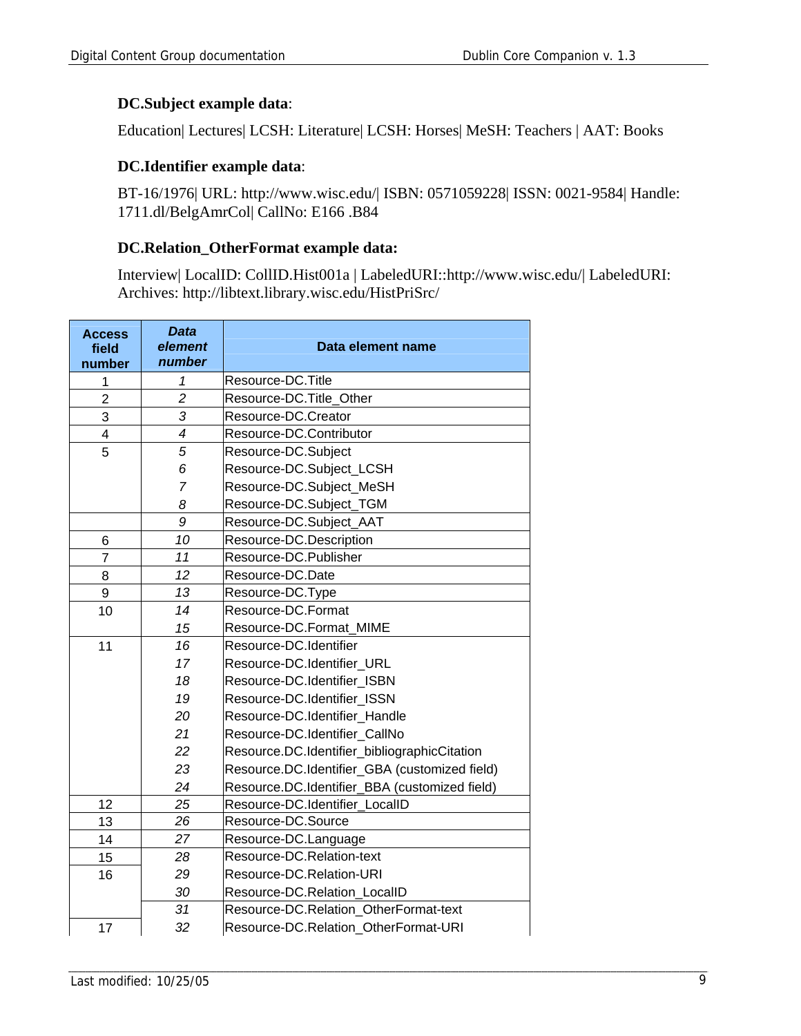**DC.Subject example data**:

Education| Lectures| LCSH: Literature| LCSH: Horses| MeSH: Teachers | AAT: Books

**DC.Identifier example data**:

BT-16/1976| URL: http://www.wisc.edu/| ISBN: 0571059228| ISSN: 0021-9584| Handle: 1711.dl/BelgAmrCol| CallNo: E166 .B84

**DC.Relation_OtherFormat example data:**

Interview| LocalID: CollID.Hist001a | LabeledURI::http://www.wisc.edu/| LabeledURI: Archives: http://libtext.library.wisc.edu/HistPriSrc/

| Access field number | *Data element number* | Data element name |
|---|---|---|
| 1 | *1* | Resource-DC.Title |
| 2 | *2* | Resource-DC.Title_Other |
| 3 | *3* | Resource-DC.Creator |
| 4 | *4* | Resource-DC.Contributor |
| 5 | *5* | Resource-DC.Subject |
| | *6* | Resource-DC.Subject_LCSH |
| | *7* | Resource-DC.Subject_MeSH |
| | *8* | Resource-DC.Subject_TGM |
| | *9* | Resource-DC.Subject_AAT |
| 6 | *10* | Resource-DC.Description |
| 7 | *11* | Resource-DC.Publisher |
| 8 | *12* | Resource-DC.Date |
| 9 | *13* | Resource-DC.Type |
| 10 | *14* | Resource-DC.Format |
| | *15* | Resource-DC.Format_MIME |
| 11 | *16* | Resource-DC.Identifier |
| | *17* | Resource-DC.Identifier_URL |
| | *18* | Resource-DC.Identifier_ISBN |
| | *19* | Resource-DC.Identifier_ISSN |
| | *20* | Resource-DC.Identifier_Handle |
| | *21* | Resource-DC.Identifier_CallNo |
| | *22* | Resource.DC.Identifier_bibliographicCitation |
| | *23* | Resource.DC.Identifier_GBA (customized field) |
| | *24* | Resource.DC.Identifier_BBA (customized field) |
| 12 | *25* | Resource-DC.Identifier_LocalID |
| 13 | *26* | Resource-DC.Source |
| 14 | *27* | Resource-DC.Language |
| 15 | *28* | Resource-DC.Relation-text |
| 16 | *29* | Resource-DC.Relation-URI |
| | *30* | Resource-DC.Relation_LocalID |
| | *31* | Resource-DC.Relation_OtherFormat-text |
| 17 | *32* | Resource-DC.Relation_OtherFormat-URI |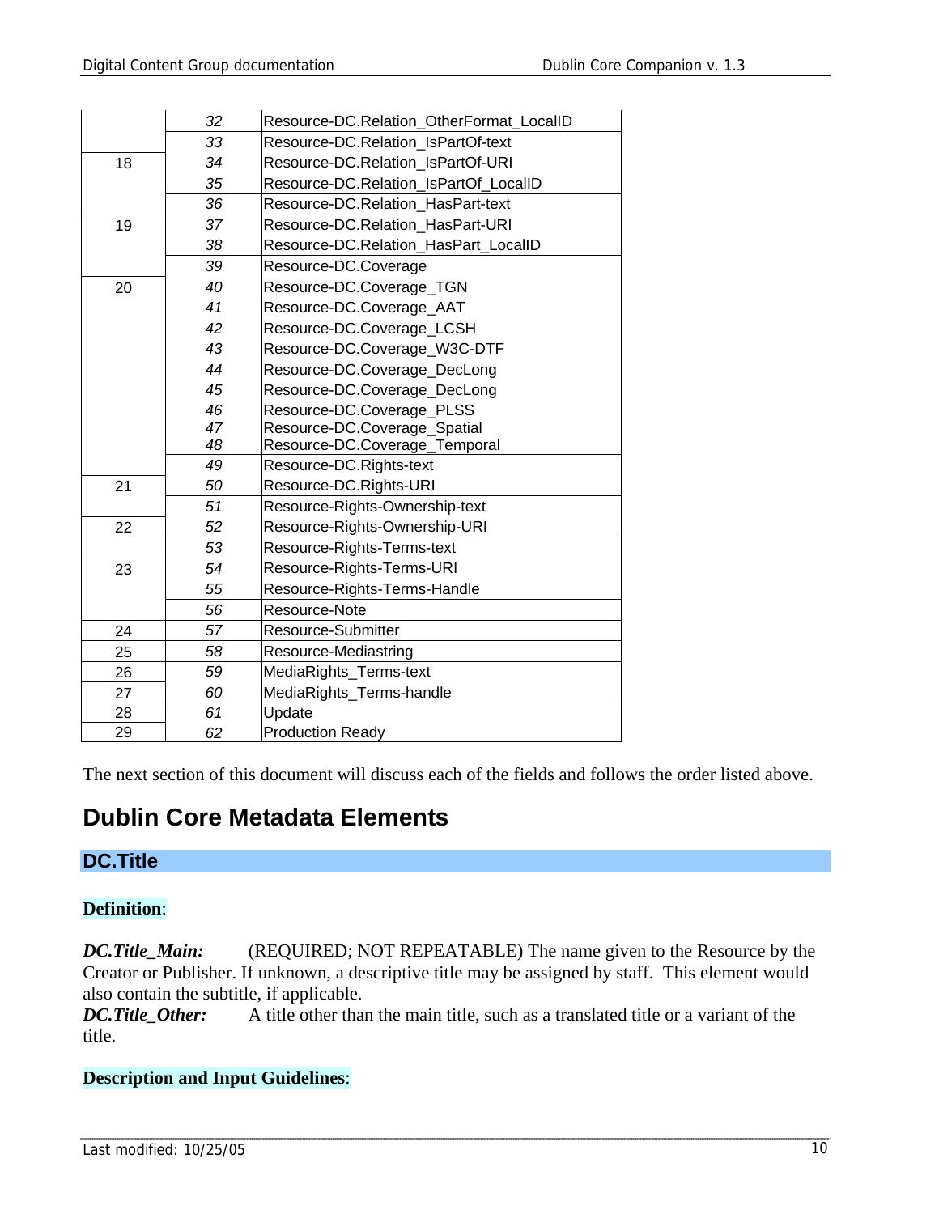| | | |
|---|---|---|
| | 32 | Resource-DC.Relation_OtherFormat_LocalID |
| | 33 | Resource-DC.Relation_IsPartOf-text |
| 18 | 34 | Resource-DC.Relation_IsPartOf-URI |
| | 35 | Resource-DC.Relation_IsPartOf_LocalID |
| | 36 | Resource-DC.Relation_HasPart-text |
| 19 | 37 | Resource-DC.Relation_HasPart-URI |
| | 38 | Resource-DC.Relation_HasPart_LocalID |
| | 39 | Resource-DC.Coverage |
| 20 | 40 | Resource-DC.Coverage_TGN |
| | 41 | Resource-DC.Coverage_AAT |
| | 42 | Resource-DC.Coverage_LCSH |
| | 43 | Resource-DC.Coverage_W3C-DTF |
| | 44 | Resource-DC.Coverage_DecLong |
| | 45 | Resource-DC.Coverage_DecLong |
| | 46 | Resource-DC.Coverage_PLSS |
| | 47 | Resource-DC.Coverage_Spatial |
| | 48 | Resource-DC.Coverage_Temporal |
| | 49 | Resource-DC.Rights-text |
| 21 | 50 | Resource-DC.Rights-URI |
| | 51 | Resource-Rights-Ownership-text |
| 22 | 52 | Resource-Rights-Ownership-URI |
| | 53 | Resource-Rights-Terms-text |
| 23 | 54 | Resource-Rights-Terms-URI |
| | 55 | Resource-Rights-Terms-Handle |
| | 56 | Resource-Note |
| 24 | 57 | Resource-Submitter |
| 25 | 58 | Resource-Mediastring |
| 26 | 59 | MediaRights_Terms-text |
| 27 | 60 | MediaRights_Terms-handle |
| 28 | 61 | Update |
| 29 | 62 | Production Ready |

The next section of this document will discuss each of the fields and follows the order listed above.

# Dublin Core Metadata Elements

## DC.Title

**Definition**:

***DC.Title_Main:*** (REQUIRED; NOT REPEATABLE) The name given to the Resource by the Creator or Publisher. If unknown, a descriptive title may be assigned by staff. This element would also contain the subtitle, if applicable.

***DC.Title_Other:*** A title other than the main title, such as a translated title or a variant of the title.

**Description and Input Guidelines**: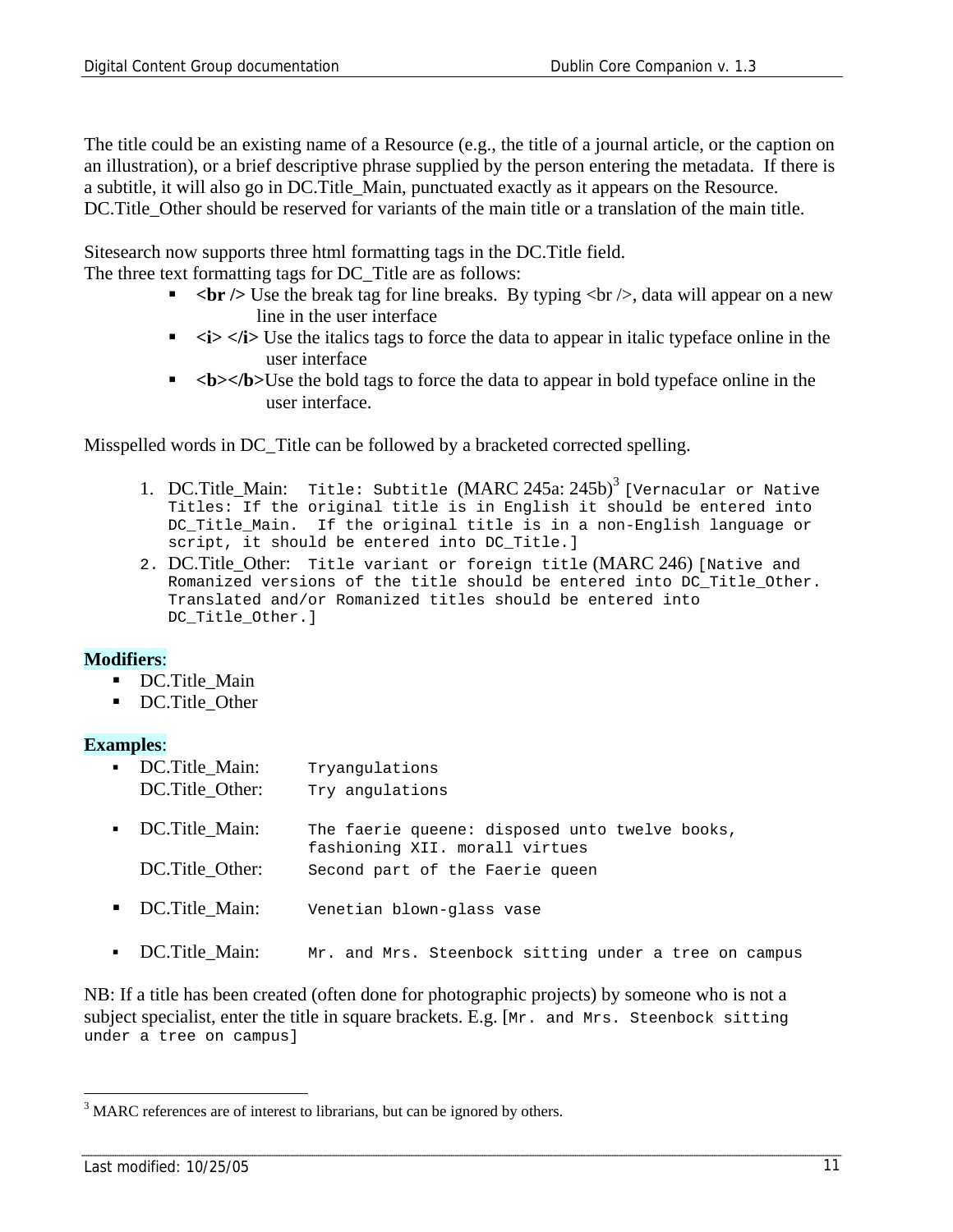The title could be an existing name of a Resource (e.g., the title of a journal article, or the caption on an illustration), or a brief descriptive phrase supplied by the person entering the metadata. If there is a subtitle, it will also go in DC.Title_Main, punctuated exactly as it appears on the Resource. DC.Title_Other should be reserved for variants of the main title or a translation of the main title.

Sitesearch now supports three html formatting tags in the DC.Title field.
The three text formatting tags for DC_Title are as follows:

- **<br />** Use the break tag for line breaks. By typing <br />, data will appear on a new line in the user interface
- **<i> </i>** Use the italics tags to force the data to appear in italic typeface online in the user interface
- **<b></b>**Use the bold tags to force the data to appear in bold typeface online in the user interface.

Misspelled words in DC_Title can be followed by a bracketed corrected spelling.

1. DC.Title_Main: `Title: Subtitle` (MARC 245a: 245b)[3] `[Vernacular or Native Titles: If the original title is in English it should be entered into DC_Title_Main. If the original title is in a non-English language or script, it should be entered into DC_Title.]`
2. DC.Title_Other: `Title variant or foreign title` (MARC 246) `[Native and Romanized versions of the title should be entered into DC_Title_Other. Translated and/or Romanized titles should be entered into DC_Title_Other.]`

**Modifiers**:

- DC.Title_Main
- DC.Title_Other

**Examples**:

- DC.Title_Main: `Tryangulations`
  DC.Title_Other: `Try angulations`
- DC.Title_Main: `The faerie queene: disposed unto twelve books, fashioning XII. morall virtues`
  DC.Title_Other: `Second part of the Faerie queen`
- DC.Title_Main: `Venetian blown-glass vase`
- DC.Title_Main: `Mr. and Mrs. Steenbock sitting under a tree on campus`

NB: If a title has been created (often done for photographic projects) by someone who is not a subject specialist, enter the title in square brackets. E.g. `[Mr. and Mrs. Steenbock sitting under a tree on campus]`

---

[3] MARC references are of interest to librarians, but can be ignored by others.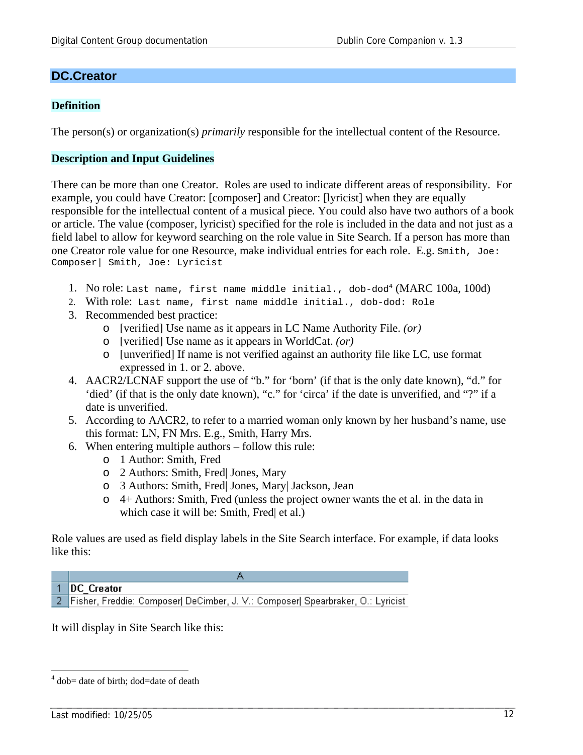## DC.Creator

### Definition

The person(s) or organization(s) *primarily* responsible for the intellectual content of the Resource.

### Description and Input Guidelines

There can be more than one Creator. Roles are used to indicate different areas of responsibility. For example, you could have Creator: [composer] and Creator: [lyricist] when they are equally responsible for the intellectual content of a musical piece. You could also have two authors of a book or article. The value (composer, lyricist) specified for the role is included in the data and not just as a field label to allow for keyword searching on the role value in Site Search. If a person has more than one Creator role value for one Resource, make individual entries for each role. E.g. `Smith, Joe: Composer| Smith, Joe: Lyricist`

1. No role: `Last name, first name middle initial., dob-dod`[4] (MARC 100a, 100d)
2. With role: `Last name, first name middle initial., dob-dod: Role`
3. Recommended best practice:
   - [verified] Use name as it appears in LC Name Authority File. *(or)*
   - [verified] Use name as it appears in WorldCat. *(or)*
   - [unverified] If name is not verified against an authority file like LC, use format expressed in 1. or 2. above.
4. AACR2/LCNAF support the use of "b." for 'born' (if that is the only date known), "d." for 'died' (if that is the only date known), "c." for 'circa' if the date is unverified, and "?" if a date is unverified.
5. According to AACR2, to refer to a married woman only known by her husband's name, use this format: LN, FN Mrs. E.g., Smith, Harry Mrs.
6. When entering multiple authors – follow this rule:
   - 1 Author: Smith, Fred
   - 2 Authors: Smith, Fred| Jones, Mary
   - 3 Authors: Smith, Fred| Jones, Mary| Jackson, Jean
   - 4+ Authors: Smith, Fred (unless the project owner wants the et al. in the data in which case it will be: Smith, Fred| et al.)

Role values are used as field display labels in the Site Search interface. For example, if data looks like this:

| | A |
|---|---|
| 1 | **DC_Creator** |
| 2 | Fisher, Freddie: Composer\| DeCimber, J. V.: Composer\| Spearbraker, O.: Lyricist |

It will display in Site Search like this:

[4] dob= date of birth; dod=date of death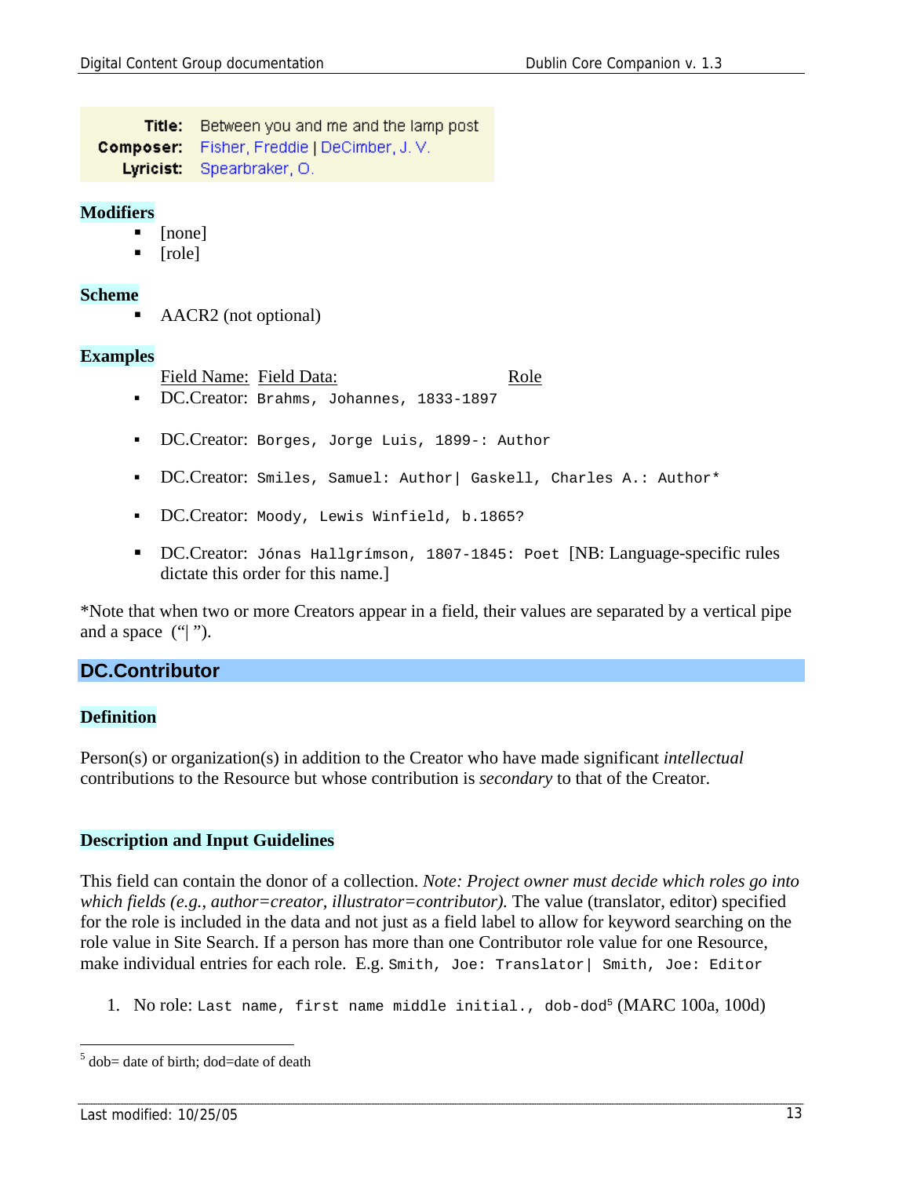| | |
|---|---|
| **Title:** | Between you and me and the lamp post |
| **Composer:** | Fisher, Freddie \| DeCimber, J. V. |
| **Lyricist:** | Spearbraker, O. |

### Modifiers

- [none]
- [role]

### Scheme

- AACR2 (not optional)

### Examples

Field Name: Field Data: Role

- DC.Creator: `Brahms, Johannes, 1833-1897`
- DC.Creator: `Borges, Jorge Luis, 1899-: Author`
- DC.Creator: `Smiles, Samuel: Author| Gaskell, Charles A.: Author*`
- DC.Creator: `Moody, Lewis Winfield, b.1865?`
- DC.Creator: `Jónas Hallgrímson, 1807-1845: Poet` [NB: Language-specific rules dictate this order for this name.]

*Note that when two or more Creators appear in a field, their values are separated by a vertical pipe and a space ("| ").

## DC.Contributor

### Definition

Person(s) or organization(s) in addition to the Creator who have made significant *intellectual* contributions to the Resource but whose contribution is *secondary* to that of the Creator.

### Description and Input Guidelines

This field can contain the donor of a collection. *Note: Project owner must decide which roles go into which fields (e.g., author=creator, illustrator=contributor).* The value (translator, editor) specified for the role is included in the data and not just as a field label to allow for keyword searching on the role value in Site Search. If a person has more than one Contributor role value for one Resource, make individual entries for each role. E.g. `Smith, Joe: Translator| Smith, Joe: Editor`

1. No role: `Last name, first name middle initial., dob-dod`[5] (MARC 100a, 100d)

[5] dob= date of birth; dod=date of death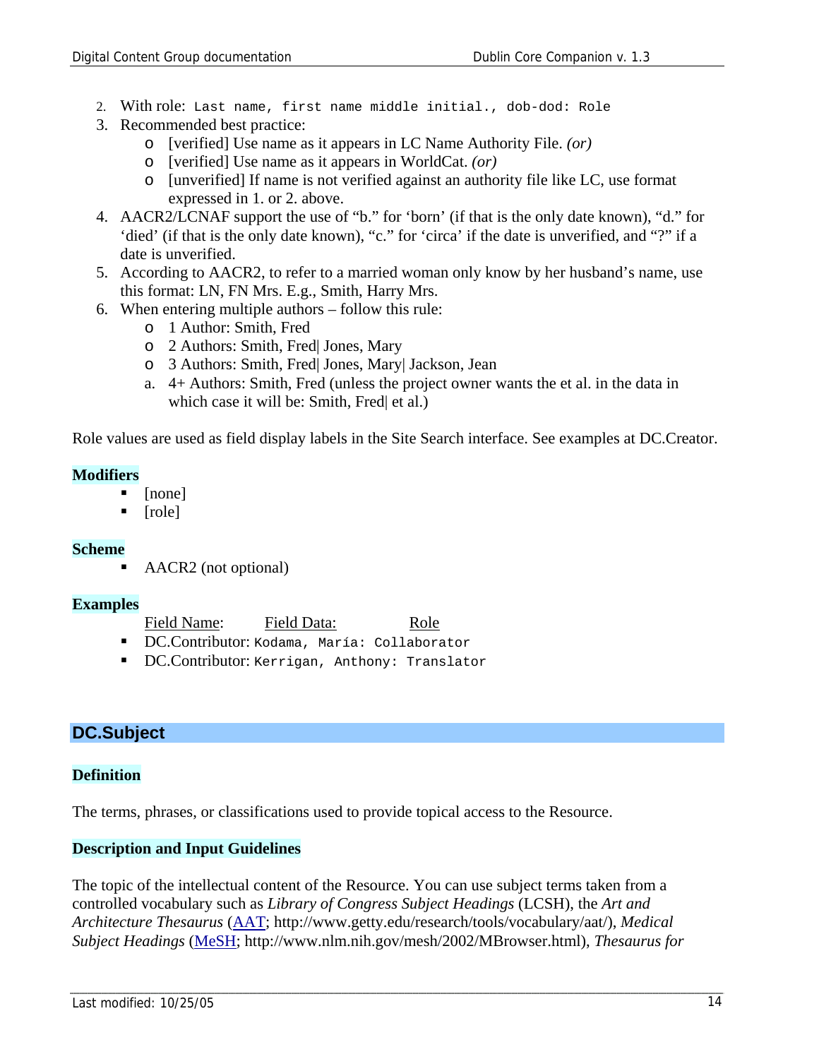2. With role: `Last name, first name middle initial., dob-dod: Role`
3. Recommended best practice:
   - [verified] Use name as it appears in LC Name Authority File. *(or)*
   - [verified] Use name as it appears in WorldCat. *(or)*
   - [unverified] If name is not verified against an authority file like LC, use format expressed in 1. or 2. above.
4. AACR2/LCNAF support the use of "b." for 'born' (if that is the only date known), "d." for 'died' (if that is the only date known), "c." for 'circa' if the date is unverified, and "?" if a date is unverified.
5. According to AACR2, to refer to a married woman only know by her husband's name, use this format: LN, FN Mrs. E.g., Smith, Harry Mrs.
6. When entering multiple authors – follow this rule:
   - 1 Author: Smith, Fred
   - 2 Authors: Smith, Fred| Jones, Mary
   - 3 Authors: Smith, Fred| Jones, Mary| Jackson, Jean
   
   a. 4+ Authors: Smith, Fred (unless the project owner wants the et al. in the data in which case it will be: Smith, Fred| et al.)

Role values are used as field display labels in the Site Search interface. See examples at DC.Creator.

**Modifiers**

- [none]
- [role]

**Scheme**

- AACR2 (not optional)

**Examples**

<u>Field Name</u>: <u>Field Data:</u> <u>Role</u>

- DC.Contributor: `Kodama, María: Collaborator`
- DC.Contributor: `Kerrigan, Anthony: Translator`

## DC.Subject

**Definition**

The terms, phrases, or classifications used to provide topical access to the Resource.

**Description and Input Guidelines**

The topic of the intellectual content of the Resource. You can use subject terms taken from a controlled vocabulary such as *Library of Congress Subject Headings* (LCSH), the *Art and Architecture Thesaurus* (AAT; http://www.getty.edu/research/tools/vocabulary/aat/), *Medical Subject Headings* (MeSH; http://www.nlm.nih.gov/mesh/2002/MBrowser.html), *Thesaurus for*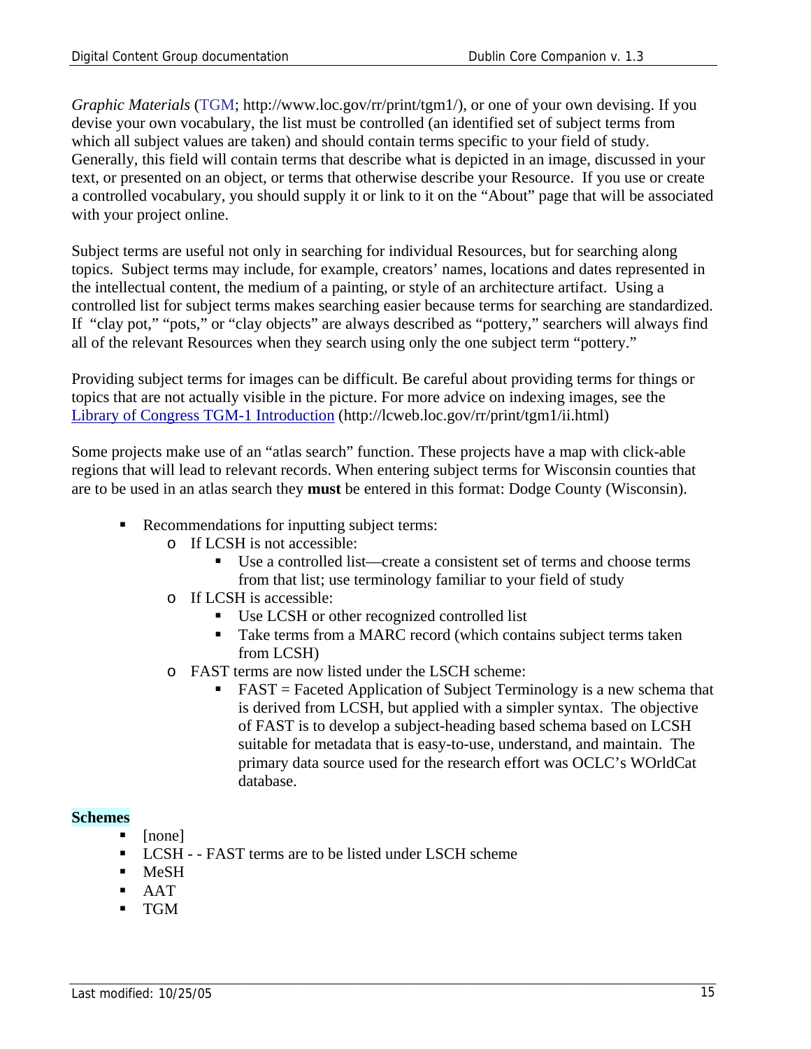*Graphic Materials* (TGM; http://www.loc.gov/rr/print/tgm1/), or one of your own devising. If you devise your own vocabulary, the list must be controlled (an identified set of subject terms from which all subject values are taken) and should contain terms specific to your field of study. Generally, this field will contain terms that describe what is depicted in an image, discussed in your text, or presented on an object, or terms that otherwise describe your Resource. If you use or create a controlled vocabulary, you should supply it or link to it on the "About" page that will be associated with your project online.

Subject terms are useful not only in searching for individual Resources, but for searching along topics. Subject terms may include, for example, creators' names, locations and dates represented in the intellectual content, the medium of a painting, or style of an architecture artifact. Using a controlled list for subject terms makes searching easier because terms for searching are standardized. If "clay pot," "pots," or "clay objects" are always described as "pottery," searchers will always find all of the relevant Resources when they search using only the one subject term "pottery."

Providing subject terms for images can be difficult. Be careful about providing terms for things or topics that are not actually visible in the picture. For more advice on indexing images, see the Library of Congress TGM-1 Introduction (http://lcweb.loc.gov/rr/print/tgm1/ii.html)

Some projects make use of an "atlas search" function. These projects have a map with click-able regions that will lead to relevant records. When entering subject terms for Wisconsin counties that are to be used in an atlas search they **must** be entered in this format: Dodge County (Wisconsin).

- Recommendations for inputting subject terms:
  - If LCSH is not accessible:
    - Use a controlled list—create a consistent set of terms and choose terms from that list; use terminology familiar to your field of study
  - If LCSH is accessible:
    - Use LCSH or other recognized controlled list
    - Take terms from a MARC record (which contains subject terms taken from LCSH)
  - FAST terms are now listed under the LSCH scheme:
    - FAST = Faceted Application of Subject Terminology is a new schema that is derived from LCSH, but applied with a simpler syntax. The objective of FAST is to develop a subject-heading based schema based on LCSH suitable for metadata that is easy-to-use, understand, and maintain. The primary data source used for the research effort was OCLC's WOrldCat database.

**Schemes**

- [none]
- LCSH - - FAST terms are to be listed under LSCH scheme
- MeSH
- AAT
- TGM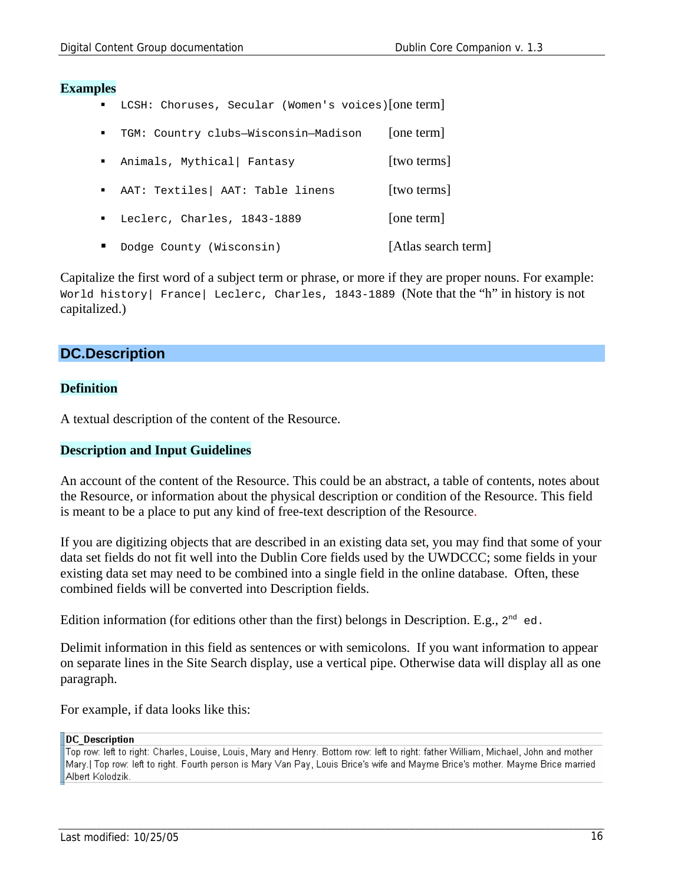**Examples**

- `LCSH: Choruses, Secular (Women's voices)` [one term]
- `TGM: Country clubs—Wisconsin—Madison` [one term]
- `Animals, Mythical| Fantasy` [two terms]
- `AAT: Textiles| AAT: Table linens` [two terms]
- `Leclerc, Charles, 1843-1889` [one term]
- `Dodge County (Wisconsin)` [Atlas search term]

Capitalize the first word of a subject term or phrase, or more if they are proper nouns. For example: `World history| France| Leclerc, Charles, 1843-1889` (Note that the "h" in history is not capitalized.)

## DC.Description

**Definition**

A textual description of the content of the Resource.

**Description and Input Guidelines**

An account of the content of the Resource. This could be an abstract, a table of contents, notes about the Resource, or information about the physical description or condition of the Resource. This field is meant to be a place to put any kind of free-text description of the Resource.

If you are digitizing objects that are described in an existing data set, you may find that some of your data set fields do not fit well into the Dublin Core fields used by the UWDCCC; some fields in your existing data set may need to be combined into a single field in the online database. Often, these combined fields will be converted into Description fields.

Edition information (for editions other than the first) belongs in Description. E.g., `2nd ed.`

Delimit information in this field as sentences or with semicolons. If you want information to appear on separate lines in the Site Search display, use a vertical pipe. Otherwise data will display all as one paragraph.

For example, if data looks like this:

| DC_Description |
|---|
| Top row: left to right: Charles, Louise, Louis, Mary and Henry. Bottom row: left to right: father William, Michael, John and mother Mary.\| Top row: left to right. Fourth person is Mary Van Pay, Louis Brice's wife and Mayme Brice's mother. Mayme Brice married Albert Kolodzik. |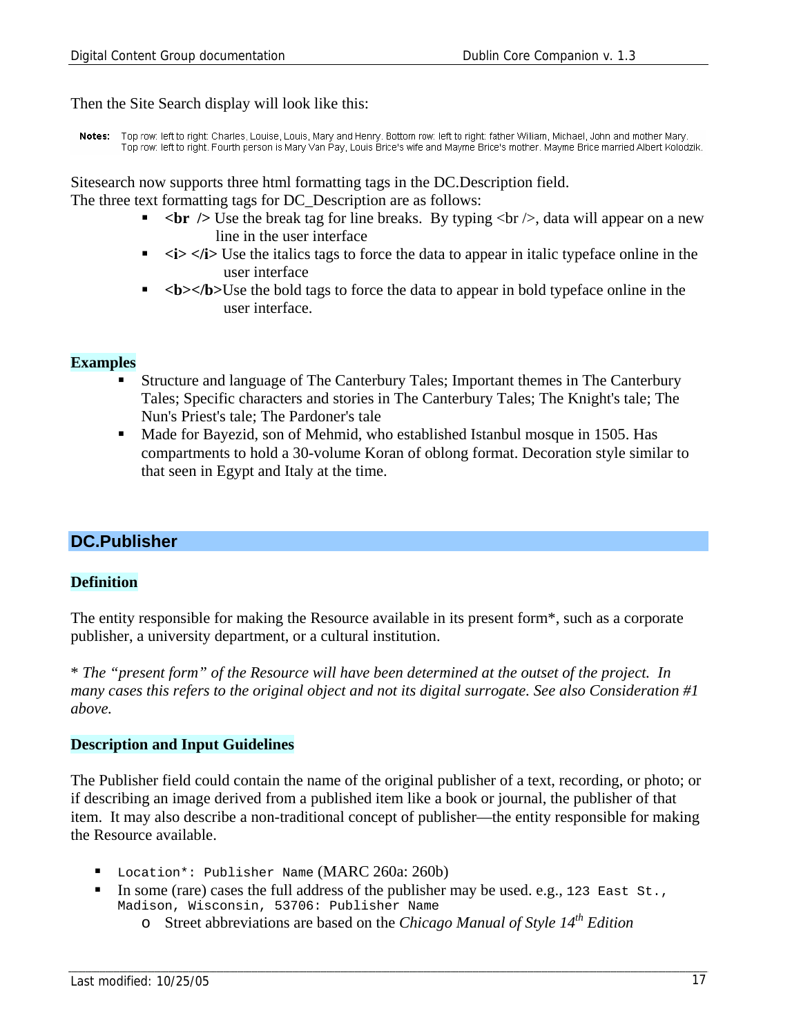Then the Site Search display will look like this:

**Notes:** Top row: left to right: Charles, Louise, Louis, Mary and Henry. Bottom row: left to right: father William, Michael, John and mother Mary.
Top row: left to right. Fourth person is Mary Van Pay, Louis Brice's wife and Mayme Brice's mother. Mayme Brice married Albert Kolodzik.

Sitesearch now supports three html formatting tags in the DC.Description field.
The three text formatting tags for DC_Description are as follows:

- **<br />** Use the break tag for line breaks. By typing <br />, data will appear on a new line in the user interface
- **<i> </i>** Use the italics tags to force the data to appear in italic typeface online in the user interface
- **<b></b>**Use the bold tags to force the data to appear in bold typeface online in the user interface.

**Examples**

- Structure and language of The Canterbury Tales; Important themes in The Canterbury Tales; Specific characters and stories in The Canterbury Tales; The Knight's tale; The Nun's Priest's tale; The Pardoner's tale
- Made for Bayezid, son of Mehmid, who established Istanbul mosque in 1505. Has compartments to hold a 30-volume Koran of oblong format. Decoration style similar to that seen in Egypt and Italy at the time.

## DC.Publisher

**Definition**

The entity responsible for making the Resource available in its present form*, such as a corporate publisher, a university department, or a cultural institution.

*\* The "present form" of the Resource will have been determined at the outset of the project. In many cases this refers to the original object and not its digital surrogate. See also Consideration #1 above.*

**Description and Input Guidelines**

The Publisher field could contain the name of the original publisher of a text, recording, or photo; or if describing an image derived from a published item like a book or journal, the publisher of that item. It may also describe a non-traditional concept of publisher—the entity responsible for making the Resource available.

- `Location*: Publisher Name` (MARC 260a: 260b)
- In some (rare) cases the full address of the publisher may be used. e.g., `123 East St., Madison, Wisconsin, 53706: Publisher Name`
  - Street abbreviations are based on the *Chicago Manual of Style 14th Edition*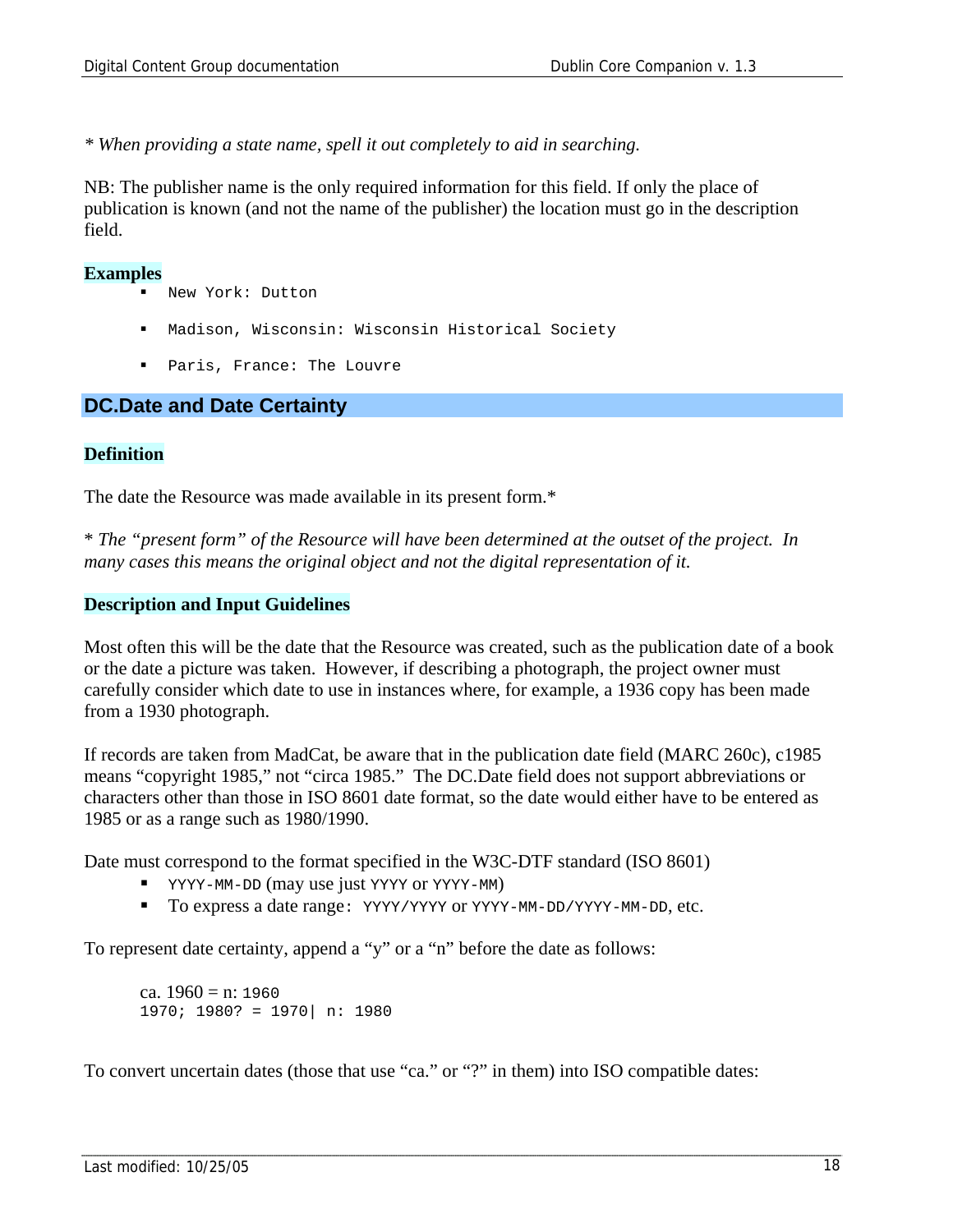*\* When providing a state name, spell it out completely to aid in searching.*

NB: The publisher name is the only required information for this field. If only the place of publication is known (and not the name of the publisher) the location must go in the description field.

### Examples

- `New York: Dutton`
- `Madison, Wisconsin: Wisconsin Historical Society`
- `Paris, France: The Louvre`

## DC.Date and Date Certainty

### Definition

The date the Resource was made available in its present form.*

\* *The "present form" of the Resource will have been determined at the outset of the project. In many cases this means the original object and not the digital representation of it.*

### Description and Input Guidelines

Most often this will be the date that the Resource was created, such as the publication date of a book or the date a picture was taken. However, if describing a photograph, the project owner must carefully consider which date to use in instances where, for example, a 1936 copy has been made from a 1930 photograph.

If records are taken from MadCat, be aware that in the publication date field (MARC 260c), c1985 means "copyright 1985," not "circa 1985." The DC.Date field does not support abbreviations or characters other than those in ISO 8601 date format, so the date would either have to be entered as 1985 or as a range such as 1980/1990.

Date must correspond to the format specified in the W3C-DTF standard (ISO 8601)

- `YYYY-MM-DD` (may use just `YYYY` or `YYYY-MM`)
- To express a date range: `YYYY/YYYY` or `YYYY-MM-DD/YYYY-MM-DD`, etc.

To represent date certainty, append a "y" or a "n" before the date as follows:

> ca. 1960 = n: `1960`
> `1970; 1980? = 1970| n: 1980`

To convert uncertain dates (those that use "ca." or "?" in them) into ISO compatible dates: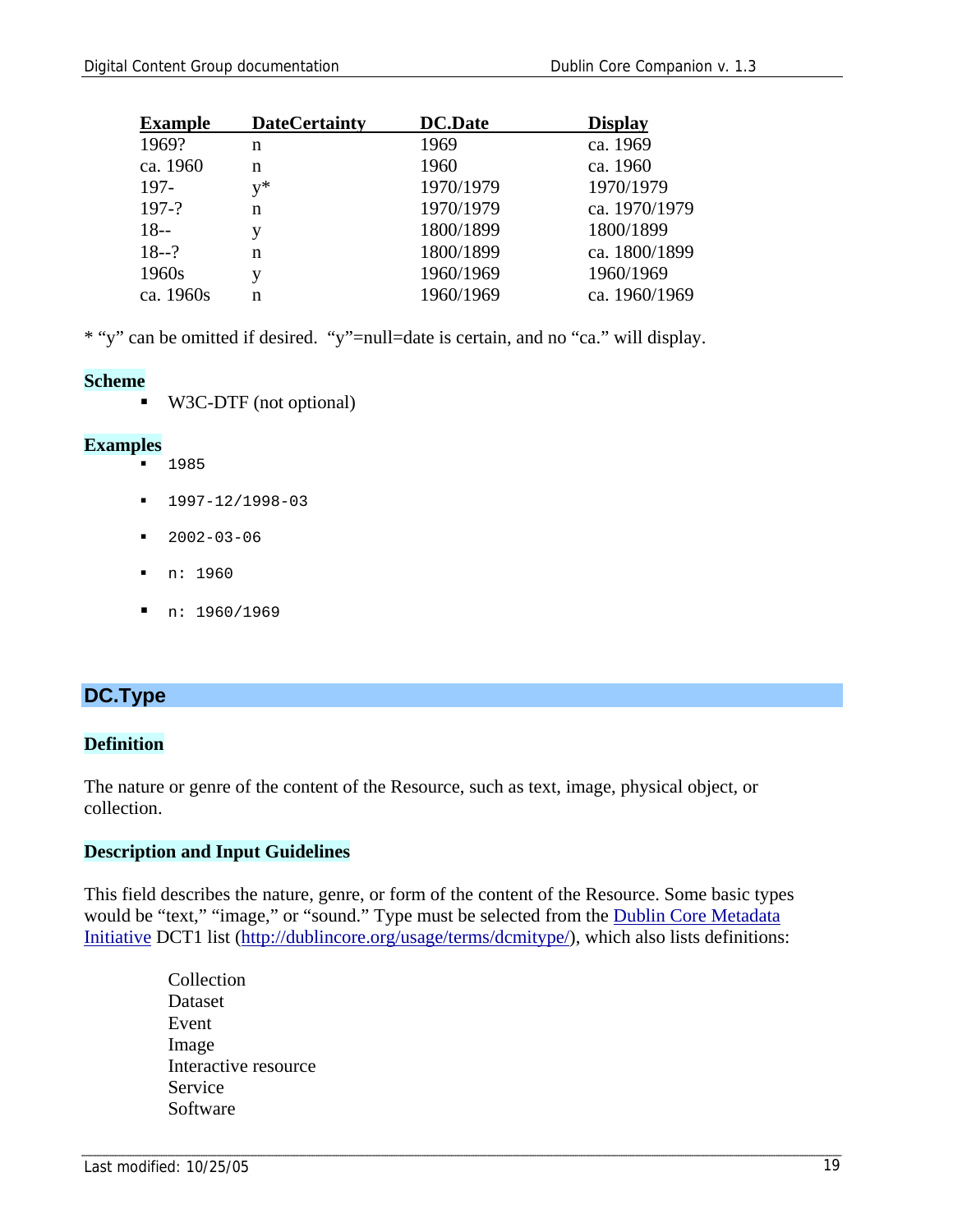| Example | DateCertainty | DC.Date | Display |
| --- | --- | --- | --- |
| 1969? | n | 1969 | ca. 1969 |
| ca. 1960 | n | 1960 | ca. 1960 |
| 197- | y* | 1970/1979 | 1970/1979 |
| 197-? | n | 1970/1979 | ca. 1970/1979 |
| 18-- | y | 1800/1899 | 1800/1899 |
| 18--? | n | 1800/1899 | ca. 1800/1899 |
| 1960s | y | 1960/1969 | 1960/1969 |
| ca. 1960s | n | 1960/1969 | ca. 1960/1969 |

* "y" can be omitted if desired. "y"=null=date is certain, and no "ca." will display.

### Scheme

- W3C-DTF (not optional)

### Examples

- `1985`
- `1997-12/1998-03`
- `2002-03-06`
- `n: 1960`
- `n: 1960/1969`

## DC.Type

### Definition

The nature or genre of the content of the Resource, such as text, image, physical object, or collection.

### Description and Input Guidelines

This field describes the nature, genre, or form of the content of the Resource. Some basic types would be "text," "image," or "sound." Type must be selected from the Dublin Core Metadata Initiative DCT1 list (http://dublincore.org/usage/terms/dcmitype/), which also lists definitions:

Collection
Dataset
Event
Image
Interactive resource
Service
Software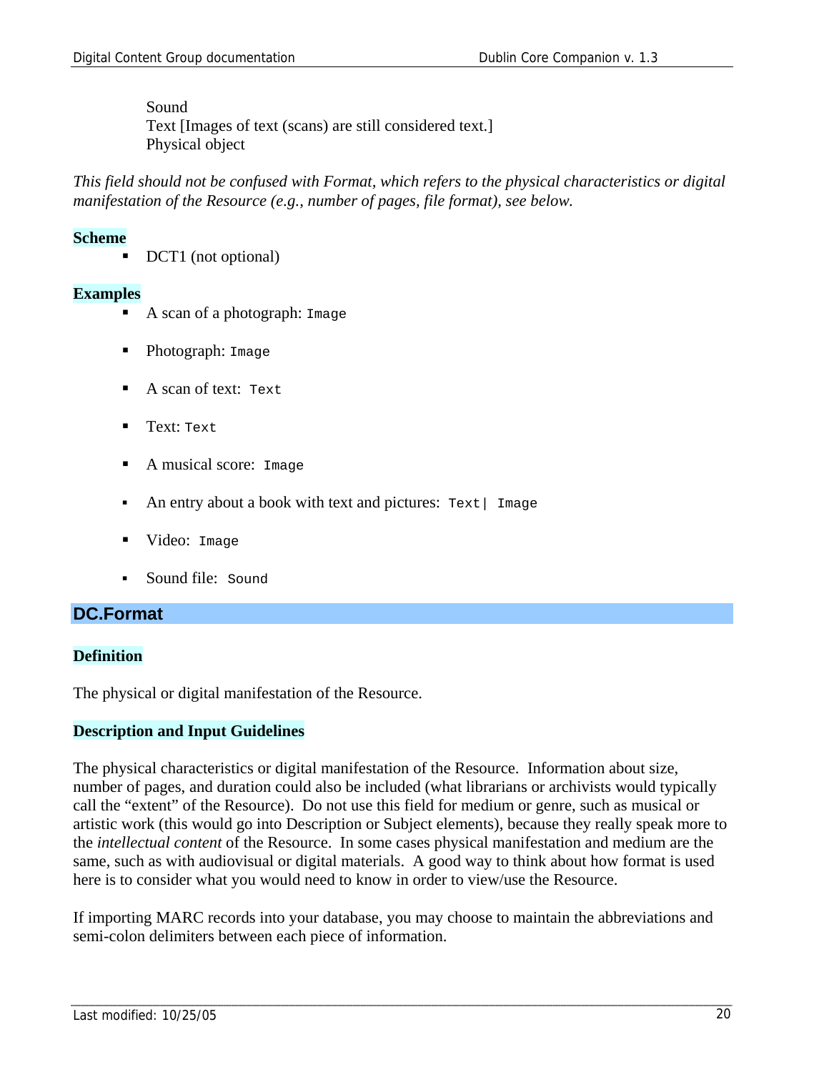Sound
Text [Images of text (scans) are still considered text.]
Physical object

*This field should not be confused with Format, which refers to the physical characteristics or digital manifestation of the Resource (e.g., number of pages, file format), see below.*

**Scheme**

- DCT1 (not optional)

**Examples**

- A scan of a photograph: `Image`
- Photograph: `Image`
- A scan of text: `Text`
- Text: `Text`
- A musical score: `Image`
- An entry about a book with text and pictures: `Text| Image`
- Video: `Image`
- Sound file: `Sound`

## DC.Format

**Definition**

The physical or digital manifestation of the Resource.

**Description and Input Guidelines**

The physical characteristics or digital manifestation of the Resource. Information about size, number of pages, and duration could also be included (what librarians or archivists would typically call the "extent" of the Resource). Do not use this field for medium or genre, such as musical or artistic work (this would go into Description or Subject elements), because they really speak more to the *intellectual content* of the Resource. In some cases physical manifestation and medium are the same, such as with audiovisual or digital materials. A good way to think about how format is used here is to consider what you would need to know in order to view/use the Resource.

If importing MARC records into your database, you may choose to maintain the abbreviations and semi-colon delimiters between each piece of information.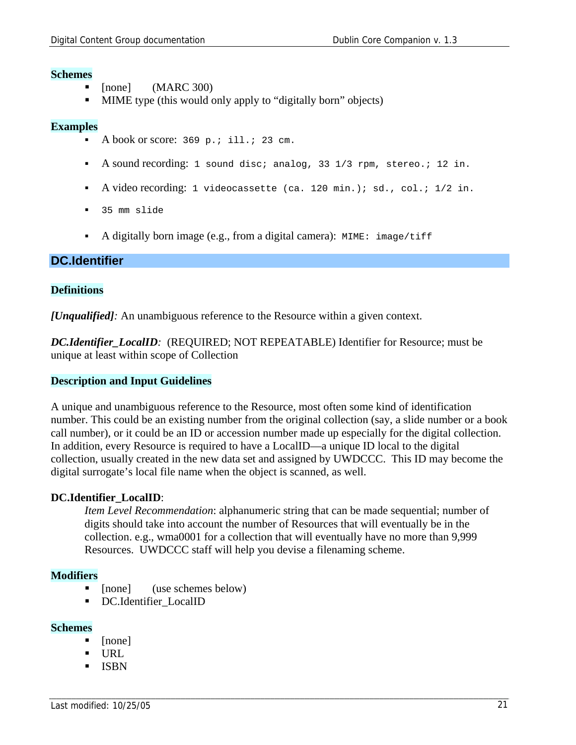### Schemes

- [none]     (MARC 300)
- MIME type (this would only apply to "digitally born" objects)

### Examples

- A book or score: `369 p.; ill.; 23 cm.`
- A sound recording: `1 sound disc; analog, 33 1/3 rpm, stereo.; 12 in.`
- A video recording: `1 videocassette (ca. 120 min.); sd., col.; 1/2 in.`
- `35 mm slide`
- A digitally born image (e.g., from a digital camera): `MIME: image/tiff`

## DC.Identifier

### Definitions

***[Unqualified]****:* An unambiguous reference to the Resource within a given context.

***DC.Identifier_LocalID****:* (REQUIRED; NOT REPEATABLE) Identifier for Resource; must be unique at least within scope of Collection

### Description and Input Guidelines

A unique and unambiguous reference to the Resource, most often some kind of identification number. This could be an existing number from the original collection (say, a slide number or a book call number), or it could be an ID or accession number made up especially for the digital collection. In addition, every Resource is required to have a LocalID—a unique ID local to the digital collection, usually created in the new data set and assigned by UWDCCC. This ID may become the digital surrogate's local file name when the object is scanned, as well.

**DC.Identifier_LocalID**:

> *Item Level Recommendation*: alphanumeric string that can be made sequential; number of digits should take into account the number of Resources that will eventually be in the collection. e.g., wma0001 for a collection that will eventually have no more than 9,999 Resources. UWDCCC staff will help you devise a filenaming scheme.

### Modifiers

- [none]     (use schemes below)
- DC.Identifier_LocalID

### Schemes

- [none]
- URL
- ISBN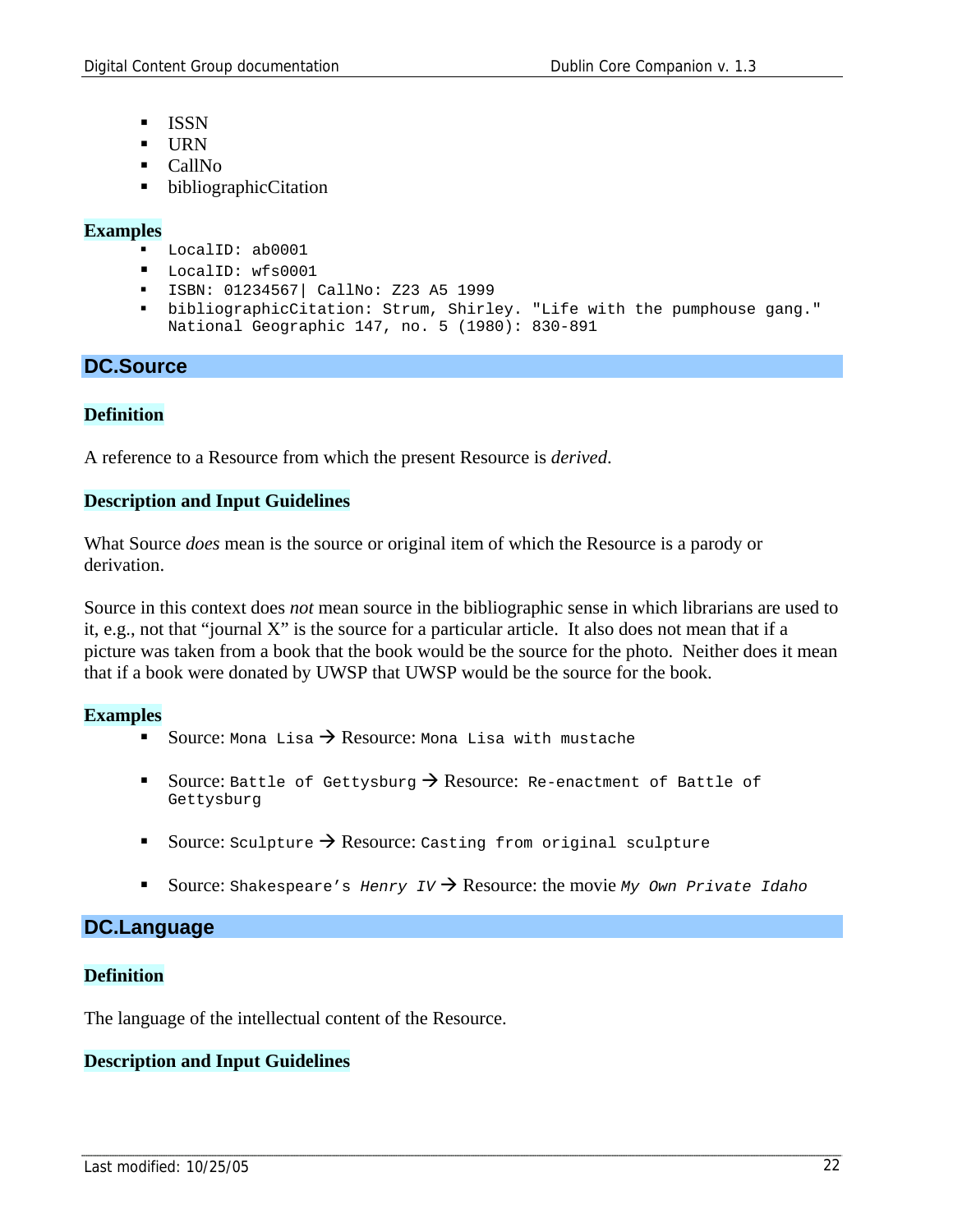- ISSN
- URN
- CallNo
- bibliographicCitation

**Examples**

- `LocalID: ab0001`
- `LocalID: wfs0001`
- `ISBN: 01234567| CallNo: Z23 A5 1999`
- `bibliographicCitation: Strum, Shirley. "Life with the pumphouse gang." National Geographic 147, no. 5 (1980): 830-891`

## DC.Source

**Definition**

A reference to a Resource from which the present Resource is *derived*.

**Description and Input Guidelines**

What Source *does* mean is the source or original item of which the Resource is a parody or derivation.

Source in this context does *not* mean source in the bibliographic sense in which librarians are used to it, e.g., not that "journal X" is the source for a particular article. It also does not mean that if a picture was taken from a book that the book would be the source for the photo. Neither does it mean that if a book were donated by UWSP that UWSP would be the source for the book.

**Examples**

- Source: `Mona Lisa` → Resource: `Mona Lisa with mustache`
- Source: `Battle of Gettysburg` → Resource: `Re-enactment of Battle of Gettysburg`
- Source: `Sculpture` → Resource: `Casting from original sculpture`
- Source: `Shakespeare's` *`Henry IV`* → Resource: the movie *`My Own Private Idaho`*

## DC.Language

**Definition**

The language of the intellectual content of the Resource.

**Description and Input Guidelines**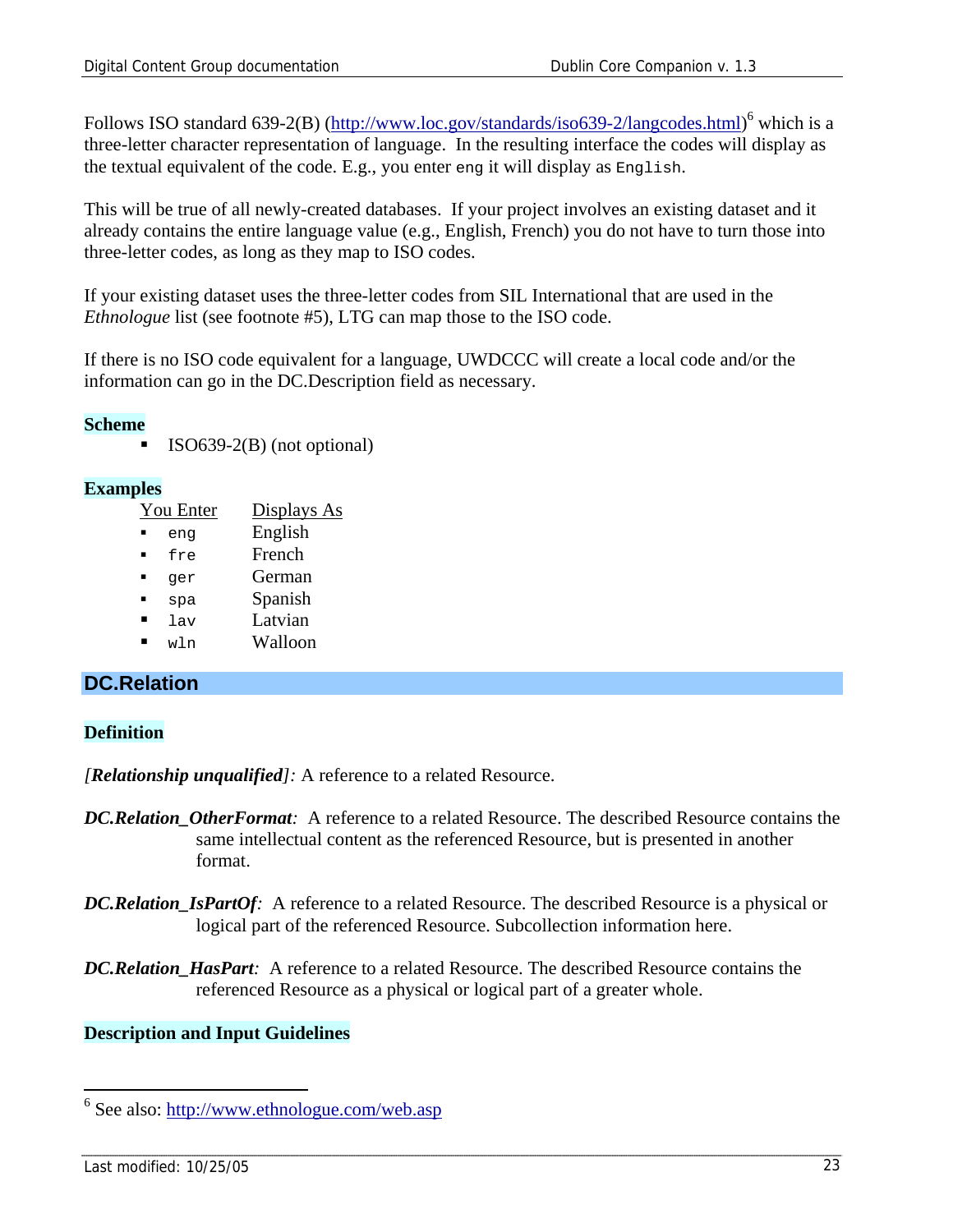Follows ISO standard 639-2(B) (http://www.loc.gov/standards/iso639-2/langcodes.html)[6] which is a three-letter character representation of language. In the resulting interface the codes will display as the textual equivalent of the code. E.g., you enter `eng` it will display as `English`.

This will be true of all newly-created databases. If your project involves an existing dataset and it already contains the entire language value (e.g., English, French) you do not have to turn those into three-letter codes, as long as they map to ISO codes.

If your existing dataset uses the three-letter codes from SIL International that are used in the *Ethnologue* list (see footnote #5), LTG can map those to the ISO code.

If there is no ISO code equivalent for a language, UWDCCC will create a local code and/or the information can go in the DC.Description field as necessary.

**Scheme**

- ISO639-2(B) (not optional)

**Examples**

| You Enter | Displays As |
|---|---|
| `eng` | English |
| `fre` | French |
| `ger` | German |
| `spa` | Spanish |
| `lav` | Latvian |
| `wln` | Walloon |

## DC.Relation

**Definition**

*[**Relationship unqualified**]:* A reference to a related Resource.

***DC.Relation_OtherFormat**:* A reference to a related Resource. The described Resource contains the same intellectual content as the referenced Resource, but is presented in another format.

***DC.Relation_IsPartOf**:* A reference to a related Resource. The described Resource is a physical or logical part of the referenced Resource. Subcollection information here.

***DC.Relation_HasPart**:* A reference to a related Resource. The described Resource contains the referenced Resource as a physical or logical part of a greater whole.

**Description and Input Guidelines**

---

[6] See also: http://www.ethnologue.com/web.asp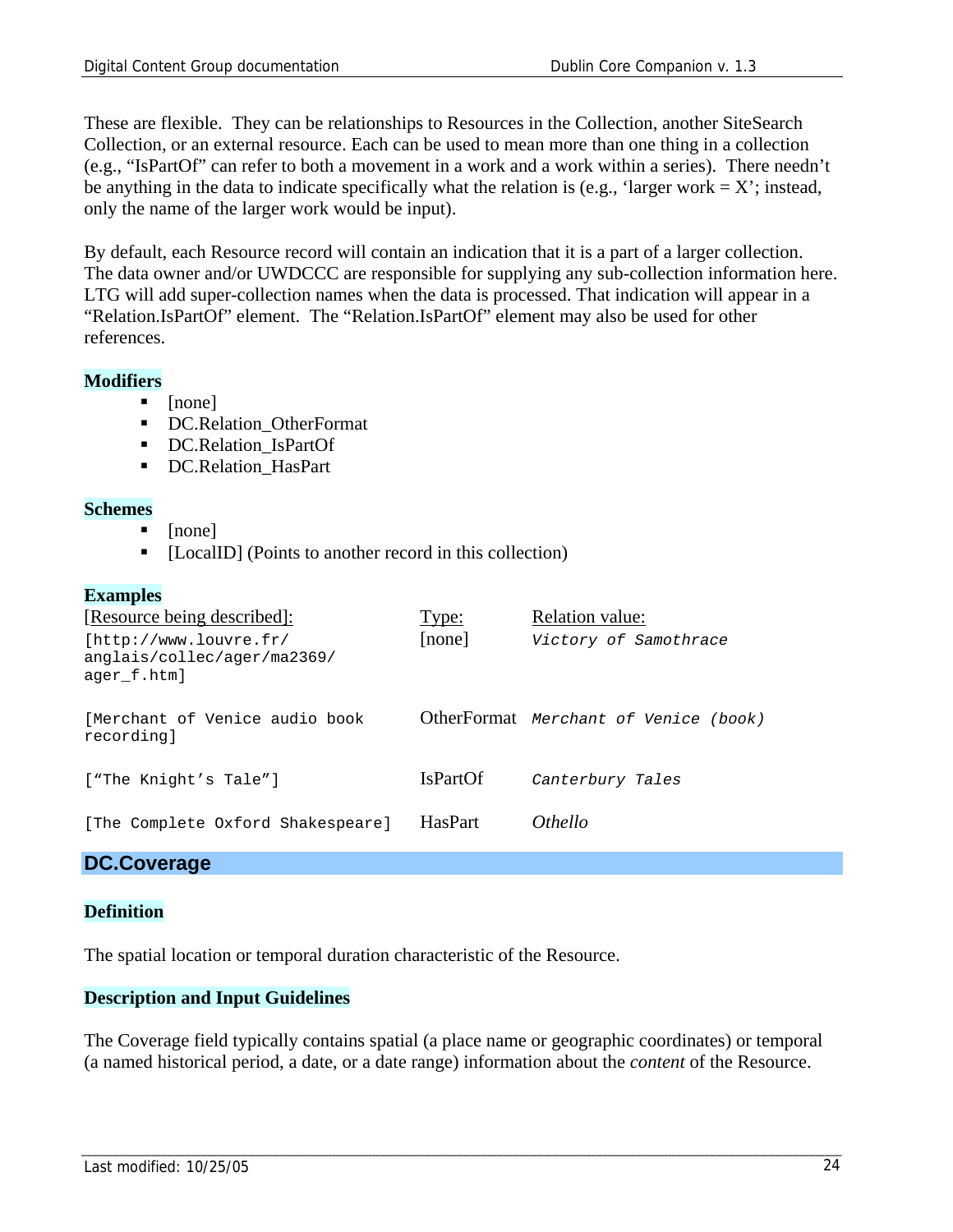These are flexible. They can be relationships to Resources in the Collection, another SiteSearch Collection, or an external resource. Each can be used to mean more than one thing in a collection (e.g., “IsPartOf” can refer to both a movement in a work and a work within a series). There needn’t be anything in the data to indicate specifically what the relation is (e.g., ‘larger work = X’; instead, only the name of the larger work would be input).

By default, each Resource record will contain an indication that it is a part of a larger collection. The data owner and/or UWDCCC are responsible for supplying any sub-collection information here. LTG will add super-collection names when the data is processed. That indication will appear in a “Relation.IsPartOf” element. The “Relation.IsPartOf” element may also be used for other references.

### Modifiers

- [none]
- DC.Relation_OtherFormat
- DC.Relation_IsPartOf
- DC.Relation_HasPart

### Schemes

- [none]
- [LocalID] (Points to another record in this collection)

### Examples

| [Resource being described]: | Type: | Relation value: |
|---|---|---|
| [http://www.louvre.fr/anglais/collec/ager/ma2369/ager_f.htm] | [none] | *Victory of Samothrace* |
| [Merchant of Venice audio book recording] | OtherFormat | *Merchant of Venice (book)* |
| [“The Knight’s Tale”] | IsPartOf | *Canterbury Tales* |
| [The Complete Oxford Shakespeare] | HasPart | *Othello* |

## DC.Coverage

### Definition

The spatial location or temporal duration characteristic of the Resource.

### Description and Input Guidelines

The Coverage field typically contains spatial (a place name or geographic coordinates) or temporal (a named historical period, a date, or a date range) information about the *content* of the Resource.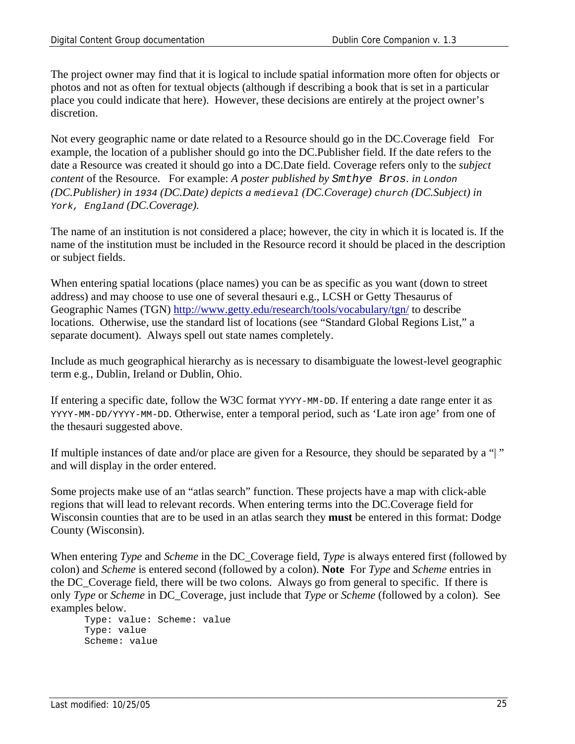The project owner may find that it is logical to include spatial information more often for objects or photos and not as often for textual objects (although if describing a book that is set in a particular place you could indicate that here). However, these decisions are entirely at the project owner's discretion.

Not every geographic name or date related to a Resource should go in the DC.Coverage field For example, the location of a publisher should go into the DC.Publisher field. If the date refers to the date a Resource was created it should go into a DC.Date field. Coverage refers only to the *subject content* of the Resource. For example: *A poster published by* `Smthye Bros.` *in* `London` *(DC.Publisher) in* `1934` *(DC.Date) depicts a* `medieval` *(DC.Coverage)* `church` *(DC.Subject) in* `York, England` *(DC.Coverage).*

The name of an institution is not considered a place; however, the city in which it is located is. If the name of the institution must be included in the Resource record it should be placed in the description or subject fields.

When entering spatial locations (place names) you can be as specific as you want (down to street address) and may choose to use one of several thesauri e.g., LCSH or Getty Thesaurus of Geographic Names (TGN) http://www.getty.edu/research/tools/vocabulary/tgn/ to describe locations. Otherwise, use the standard list of locations (see "Standard Global Regions List," a separate document). Always spell out state names completely.

Include as much geographical hierarchy as is necessary to disambiguate the lowest-level geographic term e.g., Dublin, Ireland or Dublin, Ohio.

If entering a specific date, follow the W3C format `YYYY-MM-DD`. If entering a date range enter it as `YYYY-MM-DD/YYYY-MM-DD`. Otherwise, enter a temporal period, such as 'Late iron age' from one of the thesauri suggested above.

If multiple instances of date and/or place are given for a Resource, they should be separated by a "| " and will display in the order entered.

Some projects make use of an "atlas search" function. These projects have a map with click-able regions that will lead to relevant records. When entering terms into the DC.Coverage field for Wisconsin counties that are to be used in an atlas search they **must** be entered in this format: Dodge County (Wisconsin).

When entering *Type* and *Scheme* in the DC_Coverage field, *Type* is always entered first (followed by colon) and *Scheme* is entered second (followed by a colon). **Note** For *Type* and *Scheme* entries in the DC_Coverage field, there will be two colons. Always go from general to specific. If there is only *Type* or *Scheme* in DC_Coverage, just include that *Type* or *Scheme* (followed by a colon). See examples below.

```
Type: value: Scheme: value
Type: value
Scheme: value
```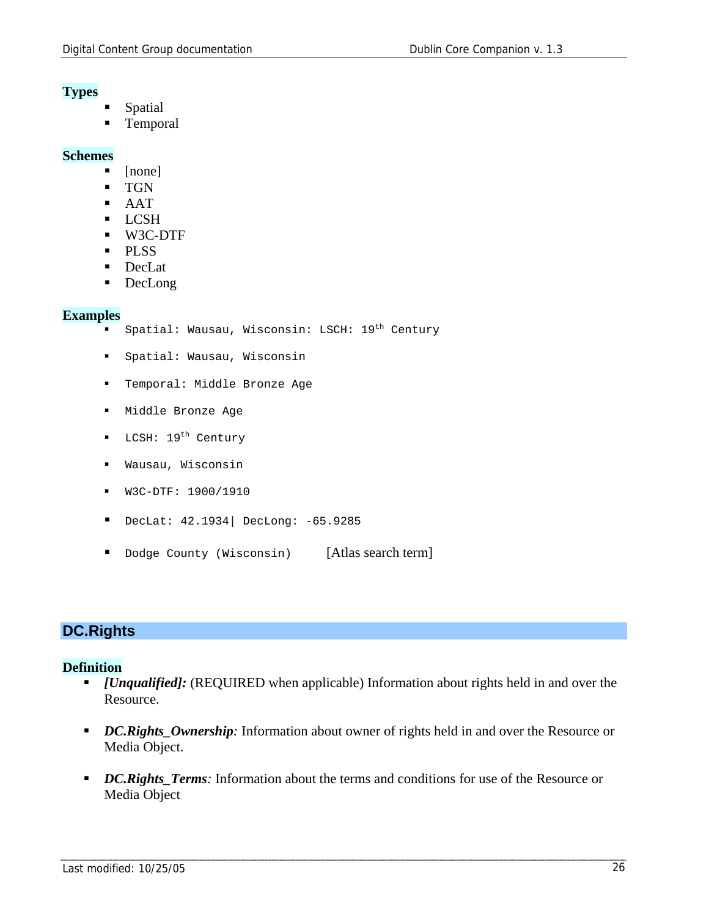### Types

- Spatial
- Temporal

### Schemes

- [none]
- TGN
- AAT
- LCSH
- W3C-DTF
- PLSS
- DecLat
- DecLong

### Examples

- `Spatial: Wausau, Wisconsin: LSCH: 19th Century`
- `Spatial: Wausau, Wisconsin`
- `Temporal: Middle Bronze Age`
- `Middle Bronze Age`
- `LCSH: 19th Century`
- `Wausau, Wisconsin`
- `W3C-DTF: 1900/1910`
- `DecLat: 42.1934| DecLong: -65.9285`
- `Dodge County (Wisconsin)` [Atlas search term]

## DC.Rights

### Definition

- ***[Unqualified]:*** (REQUIRED when applicable) Information about rights held in and over the Resource.
- ***DC.Rights_Ownership****:* Information about owner of rights held in and over the Resource or Media Object.
- ***DC.Rights_Terms****:* Information about the terms and conditions for use of the Resource or Media Object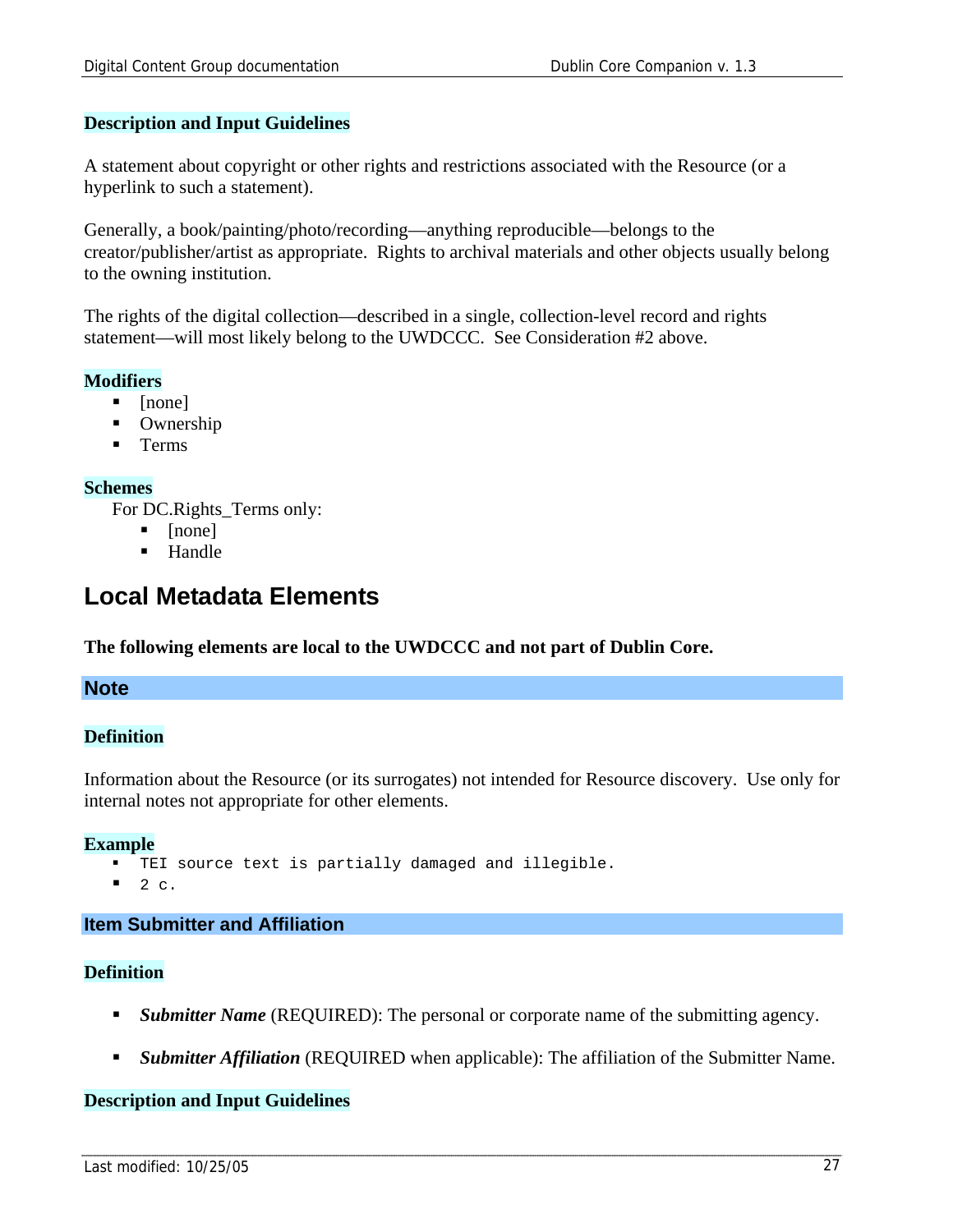### Description and Input Guidelines

A statement about copyright or other rights and restrictions associated with the Resource (or a hyperlink to such a statement).

Generally, a book/painting/photo/recording—anything reproducible—belongs to the creator/publisher/artist as appropriate. Rights to archival materials and other objects usually belong to the owning institution.

The rights of the digital collection—described in a single, collection-level record and rights statement—will most likely belong to the UWDCCC. See Consideration #2 above.

### Modifiers

- [none]
- Ownership
- Terms

### Schemes

For DC.Rights_Terms only:

- [none]
- Handle

# Local Metadata Elements

**The following elements are local to the UWDCCC and not part of Dublin Core.**

## Note

### Definition

Information about the Resource (or its surrogates) not intended for Resource discovery. Use only for internal notes not appropriate for other elements.

### Example

- `TEI source text is partially damaged and illegible.`
- `2 c.`

## Item Submitter and Affiliation

### Definition

- ***Submitter Name*** (REQUIRED): The personal or corporate name of the submitting agency.
- ***Submitter Affiliation*** (REQUIRED when applicable): The affiliation of the Submitter Name.

### Description and Input Guidelines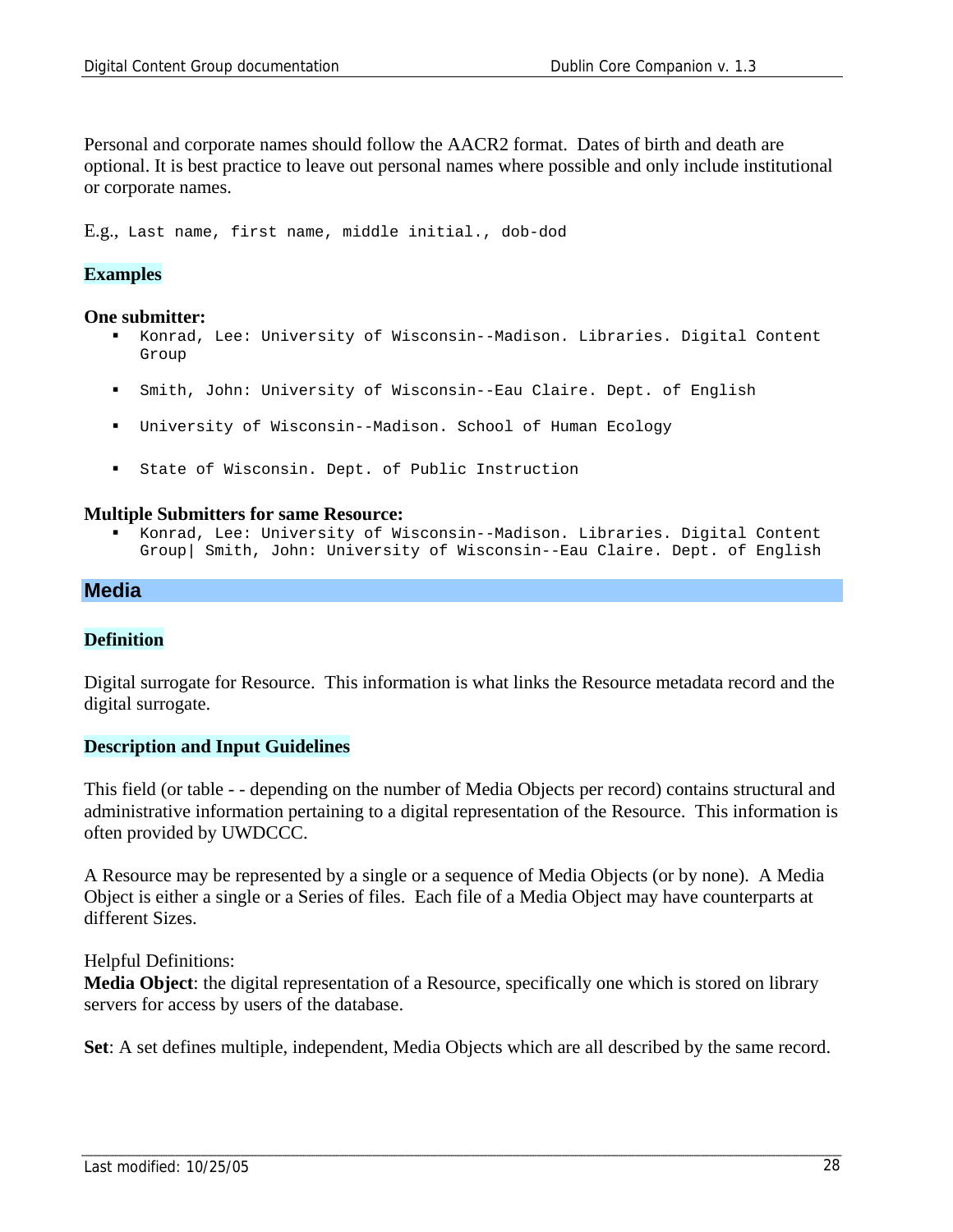Personal and corporate names should follow the AACR2 format. Dates of birth and death are optional. It is best practice to leave out personal names where possible and only include institutional or corporate names.

E.g., `Last name, first name, middle initial., dob-dod`

### Examples

**One submitter:**

- `Konrad, Lee: University of Wisconsin--Madison. Libraries. Digital Content Group`
- `Smith, John: University of Wisconsin--Eau Claire. Dept. of English`
- `University of Wisconsin--Madison. School of Human Ecology`
- `State of Wisconsin. Dept. of Public Instruction`

**Multiple Submitters for same Resource:**

- `Konrad, Lee: University of Wisconsin--Madison. Libraries. Digital Content Group| Smith, John: University of Wisconsin--Eau Claire. Dept. of English`

## Media

### Definition

Digital surrogate for Resource. This information is what links the Resource metadata record and the digital surrogate.

### Description and Input Guidelines

This field (or table - - depending on the number of Media Objects per record) contains structural and administrative information pertaining to a digital representation of the Resource. This information is often provided by UWDCCC.

A Resource may be represented by a single or a sequence of Media Objects (or by none). A Media Object is either a single or a Series of files. Each file of a Media Object may have counterparts at different Sizes.

Helpful Definitions:
**Media Object**: the digital representation of a Resource, specifically one which is stored on library servers for access by users of the database.

**Set**: A set defines multiple, independent, Media Objects which are all described by the same record.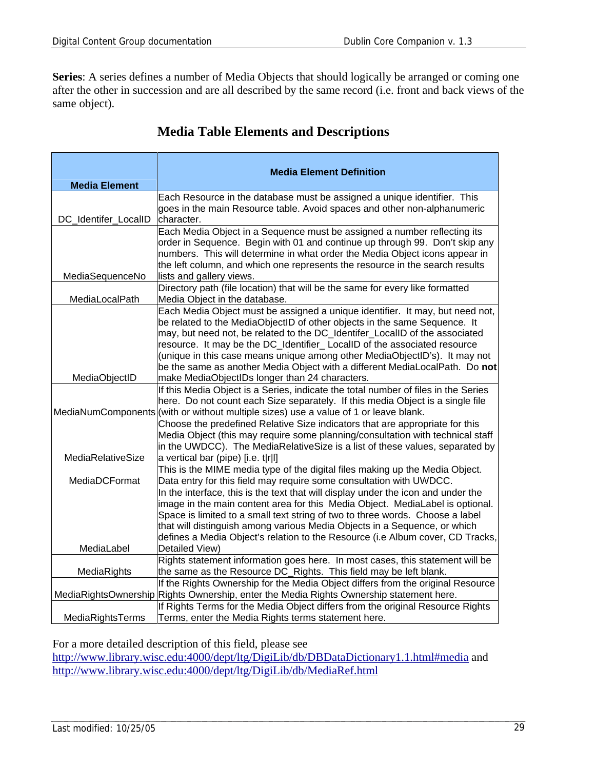**Series**: A series defines a number of Media Objects that should logically be arranged or coming one after the other in succession and are all described by the same record (i.e. front and back views of the same object).

## Media Table Elements and Descriptions

| Media Element | Media Element Definition |
|---|---|
| DC_Identifer_LocalID | Each Resource in the database must be assigned a unique identifier. This goes in the main Resource table. Avoid spaces and other non-alphanumeric character. |
| MediaSequenceNo | Each Media Object in a Sequence must be assigned a number reflecting its order in Sequence. Begin with 01 and continue up through 99. Don't skip any numbers. This will determine in what order the Media Object icons appear in the left column, and which one represents the resource in the search results lists and gallery views. |
| MediaLocalPath | Directory path (file location) that will be the same for every like formatted Media Object in the database. |
| MediaObjectID | Each Media Object must be assigned a unique identifier. It may, but need not, be related to the MediaObjectID of other objects in the same Sequence. It may, but need not, be related to the DC_Identifer_LocalID of the associated resource. It may be the DC_Identifier_ LocalID of the associated resource (unique in this case means unique among other MediaObjectID's). It may not be the same as another Media Object with a different MediaLocalPath. Do **not** make MediaObjectIDs longer than 24 characters. |
| MediaNumComponents | If this Media Object is a Series, indicate the total number of files in the Series here. Do not count each Size separately. If this media Object is a single file (with or without multiple sizes) use a value of 1 or leave blank. |
| MediaRelativeSize | Choose the predefined Relative Size indicators that are appropriate for this Media Object (this may require some planning/consultation with technical staff in the UWDCC). The MediaRelativeSize is a list of these values, separated by a vertical bar (pipe) [i.e. t|r|l] |
| MediaDCFormat | This is the MIME media type of the digital files making up the Media Object. Data entry for this field may require some consultation with UWDCC. |
| MediaLabel | In the interface, this is the text that will display under the icon and under the image in the main content area for this Media Object. MediaLabel is optional. Space is limited to a small text string of two to three words. Choose a label that will distinguish among various Media Objects in a Sequence, or which defines a Media Object's relation to the Resource (i.e Album cover, CD Tracks, Detailed View) |
| MediaRights | Rights statement information goes here. In most cases, this statement will be the same as the Resource DC_Rights. This field may be left blank. |
| MediaRightsOwnership | If the Rights Ownership for the Media Object differs from the original Resource Rights Ownership, enter the Media Rights Ownership statement here. |
| MediaRightsTerms | If Rights Terms for the Media Object differs from the original Resource Rights Terms, enter the Media Rights terms statement here. |

For a more detailed description of this field, please see http://www.library.wisc.edu:4000/dept/ltg/DigiLib/db/DBDataDictionary1.1.html#media and http://www.library.wisc.edu:4000/dept/ltg/DigiLib/db/MediaRef.html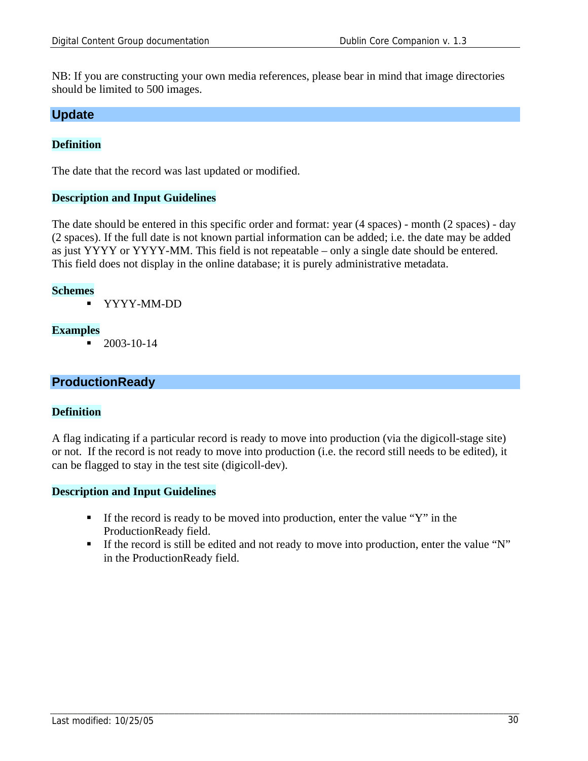NB: If you are constructing your own media references, please bear in mind that image directories should be limited to 500 images.

## Update

### Definition

The date that the record was last updated or modified.

### Description and Input Guidelines

The date should be entered in this specific order and format: year (4 spaces) - month (2 spaces) - day (2 spaces). If the full date is not known partial information can be added; i.e. the date may be added as just YYYY or YYYY-MM. This field is not repeatable – only a single date should be entered. This field does not display in the online database; it is purely administrative metadata.

### Schemes

- YYYY-MM-DD

### Examples

- 2003-10-14

## ProductionReady

### Definition

A flag indicating if a particular record is ready to move into production (via the digicoll-stage site) or not. If the record is not ready to move into production (i.e. the record still needs to be edited), it can be flagged to stay in the test site (digicoll-dev).

### Description and Input Guidelines

- If the record is ready to be moved into production, enter the value "Y" in the ProductionReady field.
- If the record is still be edited and not ready to move into production, enter the value "N" in the ProductionReady field.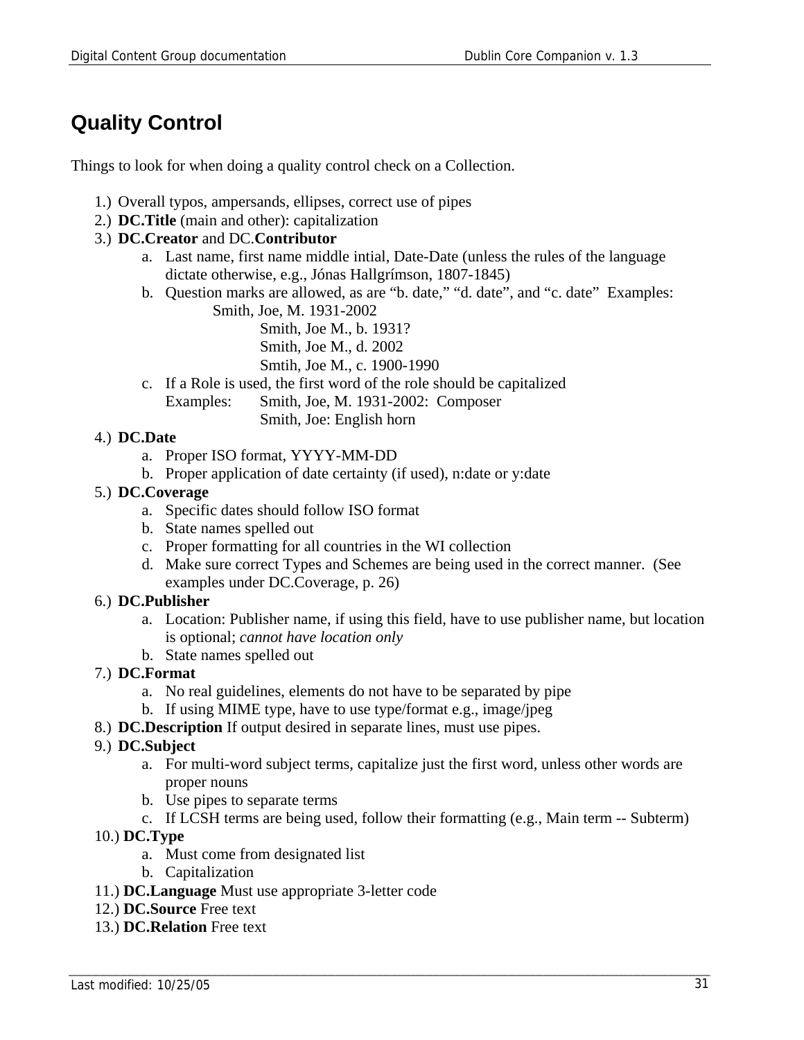## Quality Control

Things to look for when doing a quality control check on a Collection.

1.) Overall typos, ampersands, ellipses, correct use of pipes

2.) **DC.Title** (main and other): capitalization

3.) **DC.Creator** and DC.**Contributor**

   a. Last name, first name middle intial, Date-Date (unless the rules of the language dictate otherwise, e.g., Jónas Hallgrímson, 1807-1845)

   b. Question marks are allowed, as are "b. date," "d. date", and "c. date" Examples:

      Smith, Joe, M. 1931-2002
      Smith, Joe M., b. 1931?
      Smith, Joe M., d. 2002
      Smtih, Joe M., c. 1900-1990

   c. If a Role is used, the first word of the role should be capitalized

      Examples: Smith, Joe, M. 1931-2002: Composer
      Smith, Joe: English horn

4.) **DC.Date**

   a. Proper ISO format, YYYY-MM-DD

   b. Proper application of date certainty (if used), n:date or y:date

5.) **DC.Coverage**

   a. Specific dates should follow ISO format

   b. State names spelled out

   c. Proper formatting for all countries in the WI collection

   d. Make sure correct Types and Schemes are being used in the correct manner. (See examples under DC.Coverage, p. 26)

6.) **DC.Publisher**

   a. Location: Publisher name, if using this field, have to use publisher name, but location is optional; *cannot have location only*

   b. State names spelled out

7.) **DC.Format**

   a. No real guidelines, elements do not have to be separated by pipe

   b. If using MIME type, have to use type/format e.g., image/jpeg

8.) **DC.Description** If output desired in separate lines, must use pipes.

9.) **DC.Subject**

   a. For multi-word subject terms, capitalize just the first word, unless other words are proper nouns

   b. Use pipes to separate terms

   c. If LCSH terms are being used, follow their formatting (e.g., Main term -- Subterm)

10.) **DC.Type**

   a. Must come from designated list

   b. Capitalization

11.) **DC.Language** Must use appropriate 3-letter code

12.) **DC.Source** Free text

13.) **DC.Relation** Free text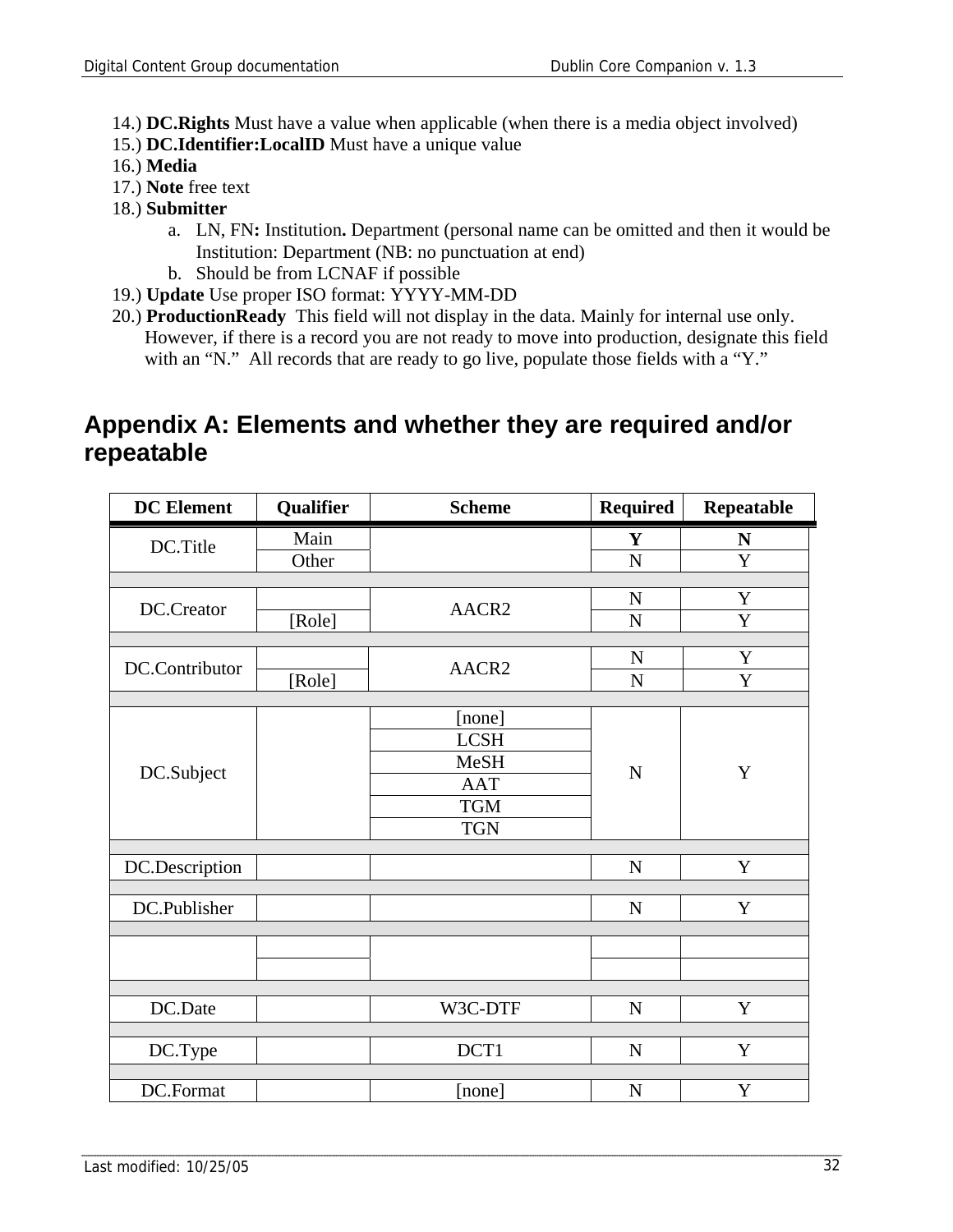14.) **DC.Rights** Must have a value when applicable (when there is a media object involved)
15.) **DC.Identifier:LocalID** Must have a unique value
16.) **Media**
17.) **Note** free text
18.) **Submitter**

a. LN, FN**:** Institution**.** Department (personal name can be omitted and then it would be Institution: Department (NB: no punctuation at end)
b. Should be from LCNAF if possible

19.) **Update** Use proper ISO format: YYYY-MM-DD
20.) **ProductionReady** This field will not display in the data. Mainly for internal use only. However, if there is a record you are not ready to move into production, designate this field with an "N." All records that are ready to go live, populate those fields with a "Y."

## Appendix A: Elements and whether they are required and/or repeatable

| DC Element | Qualifier | Scheme | Required | Repeatable |
|---|---|---|---|---|
| DC.Title | Main | | **Y** | **N** |
| | Other | | N | Y |
| | | | | |
| DC.Creator | | AACR2 | N | Y |
| | [Role] | | N | Y |
| | | | | |
| DC.Contributor | | AACR2 | N | Y |
| | [Role] | | N | Y |
| | | | | |
| DC.Subject | | [none] | N | Y |
| | | LCSH | | |
| | | MeSH | | |
| | | AAT | | |
| | | TGM | | |
| | | TGN | | |
| | | | | |
| DC.Description | | | N | Y |
| | | | | |
| DC.Publisher | | | N | Y |
| | | | | |
| | | | | |
| | | | | |
| | | | | |
| DC.Date | | W3C-DTF | N | Y |
| | | | | |
| DC.Type | | DCT1 | N | Y |
| | | | | |
| DC.Format | | [none] | N | Y |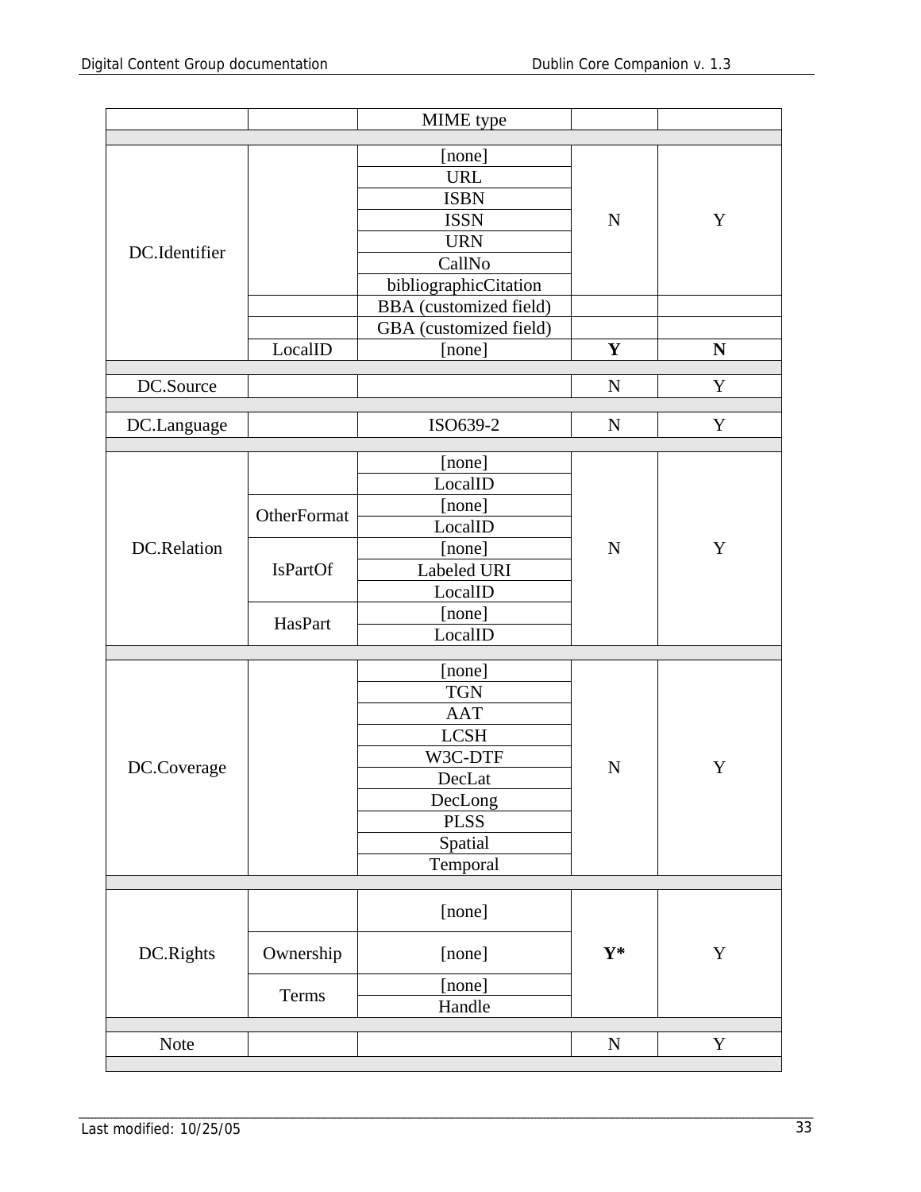| | | MIME type | | |
|---|---|---|---|---|
| | | | | |
| DC.Identifier | | [none] | N | Y |
| | | URL | | |
| | | ISBN | | |
| | | ISSN | | |
| | | URN | | |
| | | CallNo | | |
| | | bibliographicCitation | | |
| | | BBA (customized field) | | |
| | | GBA (customized field) | | |
| | LocalID | [none] | **Y** | **N** |
| | | | | |
| DC.Source | | | N | Y |
| | | | | |
| DC.Language | | ISO639-2 | N | Y |
| | | | | |
| DC.Relation | | [none] | N | Y |
| | | LocalID | | |
| | OtherFormat | [none] | | |
| | | LocalID | | |
| | IsPartOf | [none] | | |
| | | Labeled URI | | |
| | | LocalID | | |
| | HasPart | [none] | | |
| | | LocalID | | |
| | | | | |
| DC.Coverage | | [none] | N | Y |
| | | TGN | | |
| | | AAT | | |
| | | LCSH | | |
| | | W3C-DTF | | |
| | | DecLat | | |
| | | DecLong | | |
| | | PLSS | | |
| | | Spatial | | |
| | | Temporal | | |
| | | | | |
| DC.Rights | | [none] | **Y*** | Y |
| | Ownership | [none] | | |
| | Terms | [none] | | |
| | | Handle | | |
| | | | | |
| Note | | | N | Y |
| | | | | |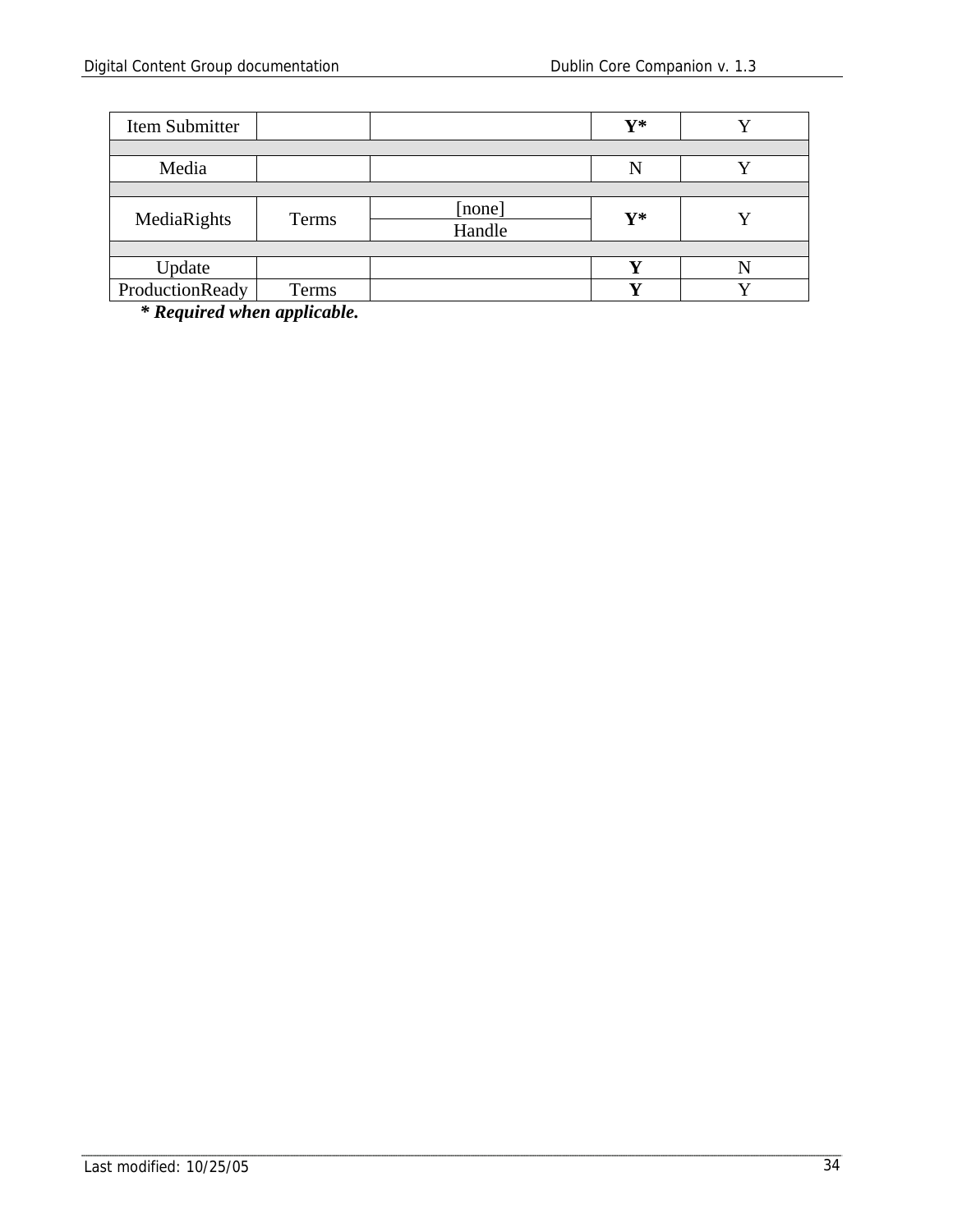| Item Submitter | | | **Y*** | Y |
|---|---|---|---|---|
| | | | | |
| Media | | | N | Y |
| | | | | |
| MediaRights | Terms | [none] | **Y*** | Y |
| | | Handle | | |
| | | | | |
| Update | | | **Y** | N |
| ProductionReady | Terms | | **Y** | Y |

***\* Required when applicable.***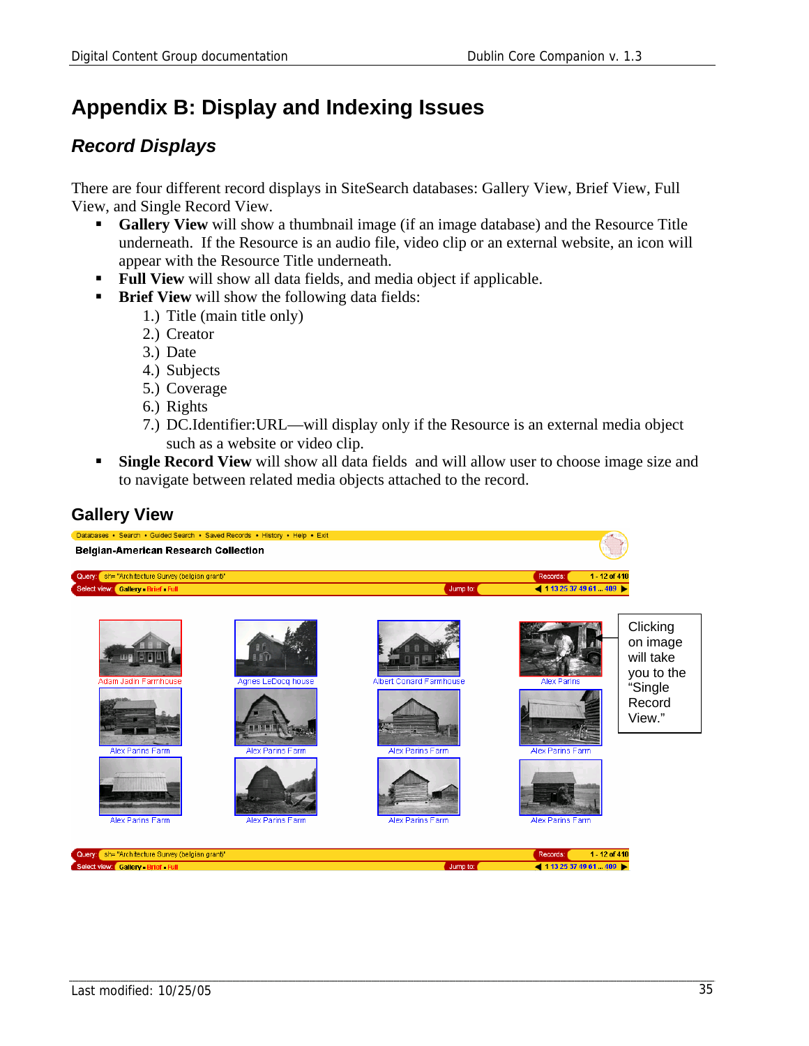# Appendix B: Display and Indexing Issues

## *Record Displays*

There are four different record displays in SiteSearch databases: Gallery View, Brief View, Full View, and Single Record View.

- **Gallery View** will show a thumbnail image (if an image database) and the Resource Title underneath. If the Resource is an audio file, video clip or an external website, an icon will appear with the Resource Title underneath.
- **Full View** will show all data fields, and media object if applicable.
- **Brief View** will show the following data fields:
  1.) Title (main title only)
  2.) Creator
  3.) Date
  4.) Subjects
  5.) Coverage
  6.) Rights
  7.) DC.Identifier:URL—will display only if the Resource is an external media object such as a website or video clip.
- **Single Record View** will show all data fields and will allow user to choose image size and to navigate between related media objects attached to the record.

### Gallery View

Clicking on image will take you to the "Single Record View."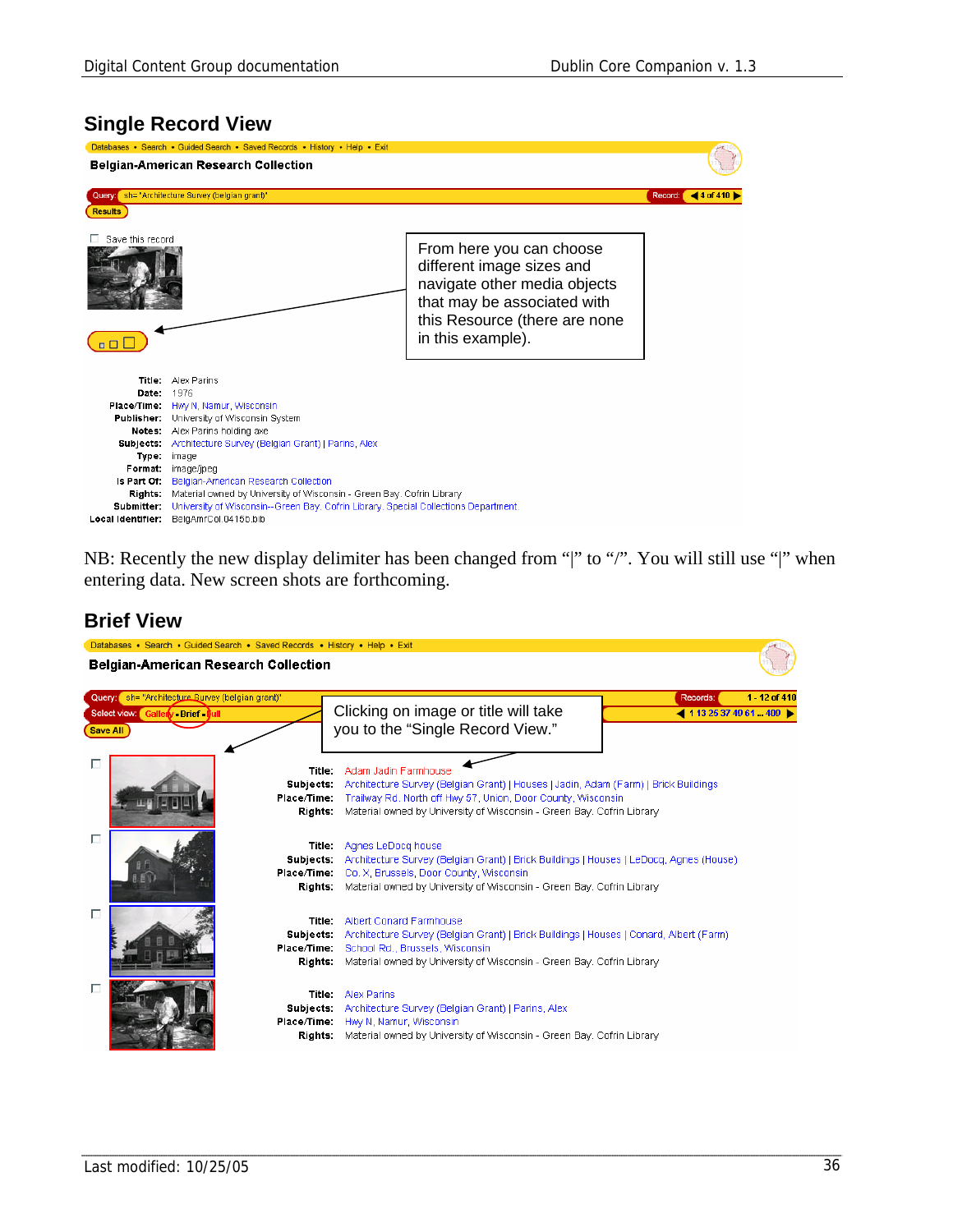## Single Record View

Databases • Search • Guided Search • Saved Records • History • Help • Exit

**Belgian-American Research Collection**

Query: sh= "Architecture Survey (belgian grant)" Record: 4 of 410

Results

Save this record

From here you can choose different image sizes and navigate other media objects that may be associated with this Resource (there are none in this example).

**Title:** Alex Parins
**Date:** 1976
**Place/Time:** Hwy N, Namur, Wisconsin
**Publisher:** University of Wisconsin System
**Notes:** Alex Parins holding axe
**Subjects:** Architecture Survey (Belgian Grant) | Parins, Alex
**Type:** image
**Format:** image/jpeg
**Is Part Of:** Belgian-American Research Collection
**Rights:** Material owned by University of Wisconsin - Green Bay. Cofrin Library
**Submitter:** University of Wisconsin--Green Bay. Cofrin Library. Special Collections Department
**Local Identifier:** BelgAmrCol.04160.bib

NB: Recently the new display delimiter has been changed from "|" to "/". You will still use "|" when entering data. New screen shots are forthcoming.

## Brief View

Databases • Search • Guided Search • Saved Records • History • Help • Exit

**Belgian-American Research Collection**

Query: sh= "Architecture Survey (belgian grant)" Records: 1 - 12 of 410

Select view: Gallery • Brief • Full 1 13 25 37 49 61 ... 409

Save All

Clicking on image or title will take you to the "Single Record View."

**Title:** Adam Jadin Farmhouse
**Subjects:** Architecture Survey (Belgian Grant) | Houses | Jadin, Adam (Farm) | Brick Buildings
**Place/Time:** Trailway Rd. North off Hwy 57, Union, Door County, Wisconsin
**Rights:** Material owned by University of Wisconsin - Green Bay. Cofrin Library

**Title:** Agnes LeDocq house
**Subjects:** Architecture Survey (Belgian Grant) | Brick Buildings | Houses | LeDocq, Agnes (House)
**Place/Time:** Co. X, Brussels, Door County, Wisconsin
**Rights:** Material owned by University of Wisconsin - Green Bay. Cofrin Library

**Title:** Albert Conard Farmhouse
**Subjects:** Architecture Survey (Belgian Grant) | Brick Buildings | Houses | Conard, Albert (Farm)
**Place/Time:** School Rd., Brussels, Wisconsin
**Rights:** Material owned by University of Wisconsin - Green Bay. Cofrin Library

**Title:** Alex Parins
**Subjects:** Architecture Survey (Belgian Grant) | Parins, Alex
**Place/Time:** Hwy N, Namur, Wisconsin
**Rights:** Material owned by University of Wisconsin - Green Bay. Cofrin Library

Last modified: 10/25/05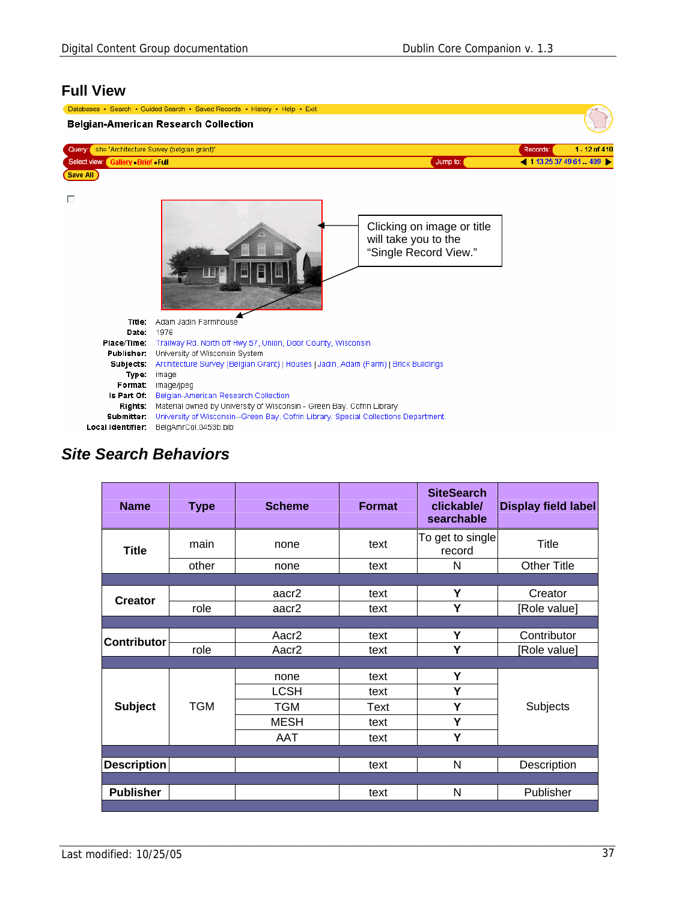## Full View

Databases • Search • Guided Search • Saved Records • History • Help • Exit

**Belgian-American Research Collection**

Query: sh= 'Architecture Survey (belgian grant)' — Records: 1 - 12 of 410

Select view: Gallery ▪ Brief ▪ Full — Jump to: 1 13 25 37 49 61 ... 409

Save All

Clicking on image or title will take you to the "Single Record View."

| | |
|---|---|
| **Title:** | Adam Jadin Farmhouse |
| **Date:** | 1976 |
| **Place/Time:** | Trallway Rd. North off Hwy 57, Union, Door County, Wisconsin |
| **Publisher:** | University of Wisconsin System |
| **Subjects:** | Architecture Survey (Belgian Grant) \| Houses \| Jadin, Adam (Farm) \| Brick Buildings |
| **Type:** | image |
| **Format:** | image/jpeg |
| **Is Part Of:** | Belgian-American Research Collection |
| **Rights:** | Material owned by University of Wisconsin - Green Bay. Cofrin Library |
| **Submitter:** | University of Wisconsin--Green Bay. Cofrin Library. Special Collections Department. |
| **Local Identifier:** | BelgAmrCol.0453b.bib |

## *Site Search Behaviors*

| Name | Type | Scheme | Format | SiteSearch clickable/ searchable | Display field label |
|---|---|---|---|---|---|
| **Title** | main | none | text | To get to single record | Title |
| | other | none | text | N | Other Title |
| | | | | | |
| **Creator** | | aacr2 | text | **Y** | Creator |
| | role | aacr2 | text | **Y** | [Role value] |
| | | | | | |
| **Contributor** | | Aacr2 | text | **Y** | Contributor |
| | role | Aacr2 | text | **Y** | [Role value] |
| | | | | | |
| **Subject** | TGM | none | text | **Y** | Subjects |
| | | LCSH | text | **Y** | |
| | | TGM | Text | **Y** | |
| | | MESH | text | **Y** | |
| | | AAT | text | **Y** | |
| | | | | | |
| **Description** | | | text | N | Description |
| | | | | | |
| **Publisher** | | | text | N | Publisher |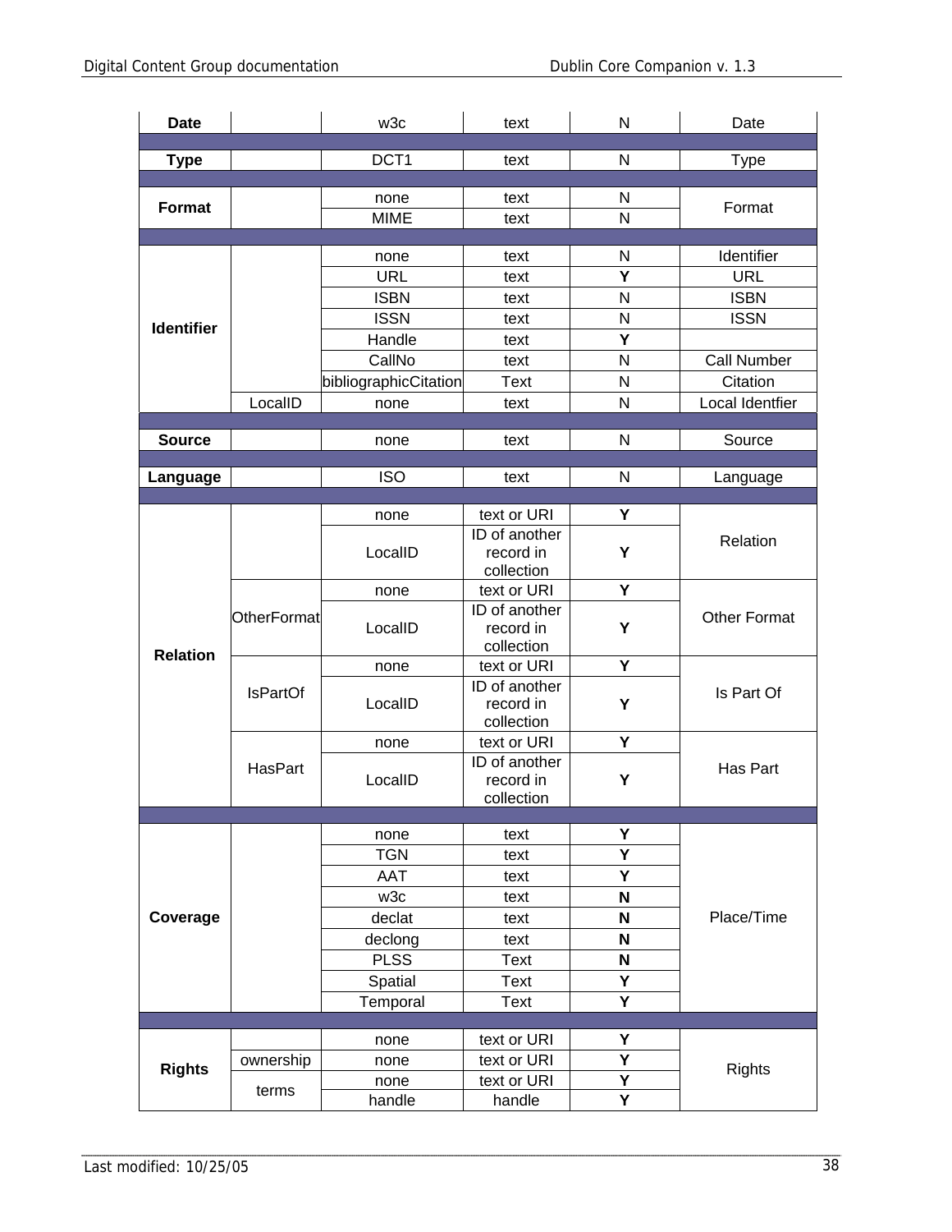| Date | | w3c | text | N | Date |
|---|---|---|---|---|---|
| | | | | | |
| Type | | DCT1 | text | N | Type |
| | | | | | |
| Format | | none | text | N | Format |
| | | MIME | text | N | |
| | | | | | |
| Identifier | | none | text | N | Identifier |
| | | URL | text | Y | URL |
| | | ISBN | text | N | ISBN |
| | | ISSN | text | N | ISSN |
| | | Handle | text | Y | |
| | | CallNo | text | N | Call Number |
| | | bibliographicCitation | Text | N | Citation |
| | LocalID | none | text | N | Local Identfier |
| | | | | | |
| Source | | none | text | N | Source |
| | | | | | |
| Language | | ISO | text | N | Language |
| | | | | | |
| Relation | | none | text or URI | Y | Relation |
| | | LocalID | ID of another record in collection | Y | |
| | OtherFormat | none | text or URI | Y | Other Format |
| | | LocalID | ID of another record in collection | Y | |
| | IsPartOf | none | text or URI | Y | Is Part Of |
| | | LocalID | ID of another record in collection | Y | |
| | HasPart | none | text or URI | Y | Has Part |
| | | LocalID | ID of another record in collection | Y | |
| | | | | | |
| Coverage | | none | text | Y | Place/Time |
| | | TGN | text | Y | |
| | | AAT | text | Y | |
| | | w3c | text | N | |
| | | declat | text | N | |
| | | declong | text | N | |
| | | PLSS | Text | N | |
| | | Spatial | Text | Y | |
| | | Temporal | Text | Y | |
| | | | | | |
| Rights | | none | text or URI | Y | Rights |
| | ownership | none | text or URI | Y | |
| | terms | none | text or URI | Y | |
| | | handle | handle | Y | |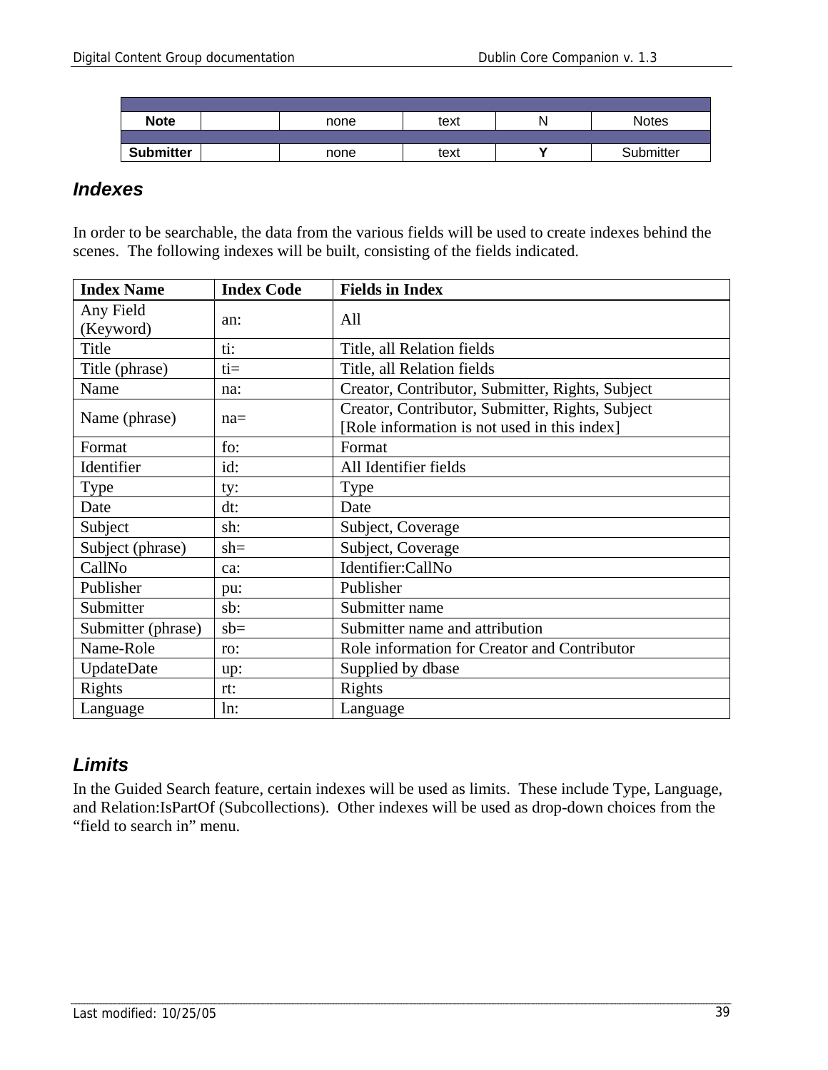| | | | | | |
|---|---|---|---|---|---|
| **Note** | | none | text | N | Notes |
| | | | | | |
| **Submitter** | | none | text | **Y** | Submitter |

## *Indexes*

In order to be searchable, the data from the various fields will be used to create indexes behind the scenes. The following indexes will be built, consisting of the fields indicated.

| Index Name | Index Code | Fields in Index |
|---|---|---|
| Any Field (Keyword) | an: | All |
| Title | ti: | Title, all Relation fields |
| Title (phrase) | ti= | Title, all Relation fields |
| Name | na: | Creator, Contributor, Submitter, Rights, Subject |
| Name (phrase) | na= | Creator, Contributor, Submitter, Rights, Subject [Role information is not used in this index] |
| Format | fo: | Format |
| Identifier | id: | All Identifier fields |
| Type | ty: | Type |
| Date | dt: | Date |
| Subject | sh: | Subject, Coverage |
| Subject (phrase) | sh= | Subject, Coverage |
| CallNo | ca: | Identifier:CallNo |
| Publisher | pu: | Publisher |
| Submitter | sb: | Submitter name |
| Submitter (phrase) | sb= | Submitter name and attribution |
| Name-Role | ro: | Role information for Creator and Contributor |
| UpdateDate | up: | Supplied by dbase |
| Rights | rt: | Rights |
| Language | ln: | Language |

## *Limits*

In the Guided Search feature, certain indexes will be used as limits. These include Type, Language, and Relation:IsPartOf (Subcollections). Other indexes will be used as drop-down choices from the "field to search in" menu.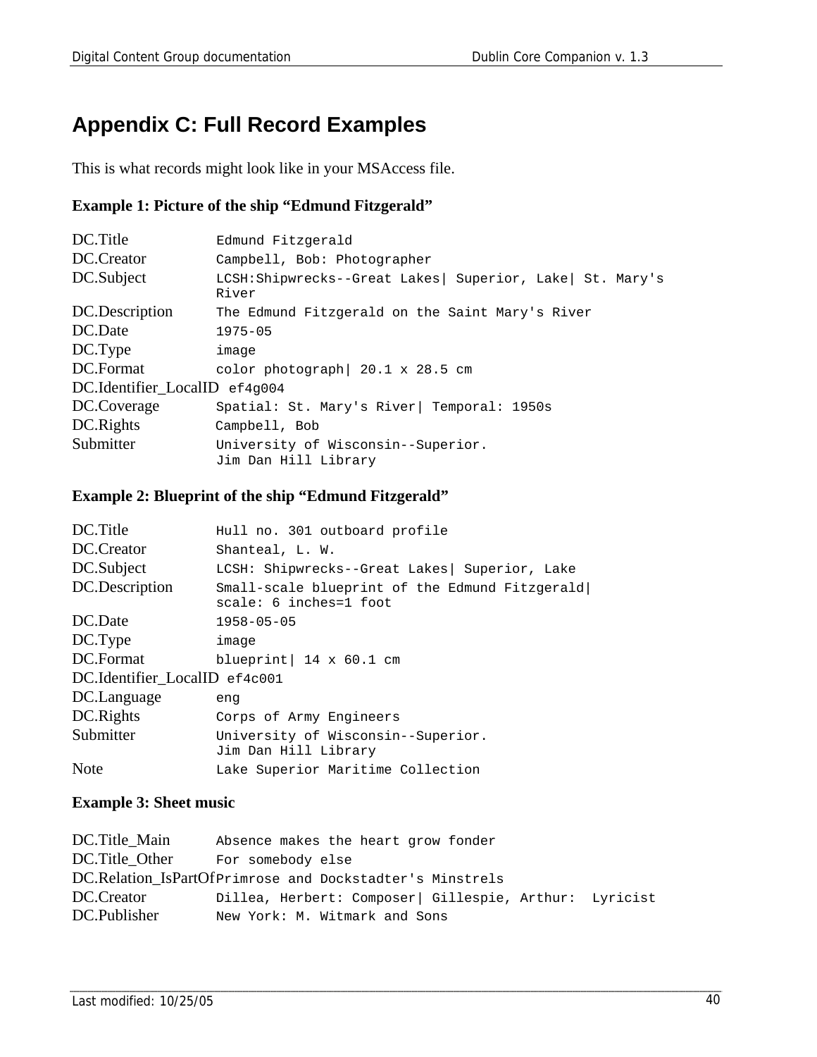# Appendix C: Full Record Examples

This is what records might look like in your MSAccess file.

**Example 1: Picture of the ship "Edmund Fitzgerald"**

| | |
|---|---|
| DC.Title | Edmund Fitzgerald |
| DC.Creator | Campbell, Bob: Photographer |
| DC.Subject | LCSH:Shipwrecks--Great Lakes\| Superior, Lake\| St. Mary's River |
| DC.Description | The Edmund Fitzgerald on the Saint Mary's River |
| DC.Date | 1975-05 |
| DC.Type | image |
| DC.Format | color photograph\| 20.1 x 28.5 cm |
| DC.Identifier_LocalID | ef4g004 |
| DC.Coverage | Spatial: St. Mary's River\| Temporal: 1950s |
| DC.Rights | Campbell, Bob |
| Submitter | University of Wisconsin--Superior. Jim Dan Hill Library |

**Example 2: Blueprint of the ship "Edmund Fitzgerald"**

| | |
|---|---|
| DC.Title | Hull no. 301 outboard profile |
| DC.Creator | Shanteal, L. W. |
| DC.Subject | LCSH: Shipwrecks--Great Lakes\| Superior, Lake |
| DC.Description | Small-scale blueprint of the Edmund Fitzgerald\| scale: 6 inches=1 foot |
| DC.Date | 1958-05-05 |
| DC.Type | image |
| DC.Format | blueprint\| 14 x 60.1 cm |
| DC.Identifier_LocalID | ef4c001 |
| DC.Language | eng |
| DC.Rights | Corps of Army Engineers |
| Submitter | University of Wisconsin--Superior. Jim Dan Hill Library |
| Note | Lake Superior Maritime Collection |

**Example 3: Sheet music**

| | |
|---|---|
| DC.Title_Main | Absence makes the heart grow fonder |
| DC.Title_Other | For somebody else |
| DC.Relation_IsPartOf | Primrose and Dockstadter's Minstrels |
| DC.Creator | Dillea, Herbert: Composer\| Gillespie, Arthur: Lyricist |
| DC.Publisher | New York: M. Witmark and Sons |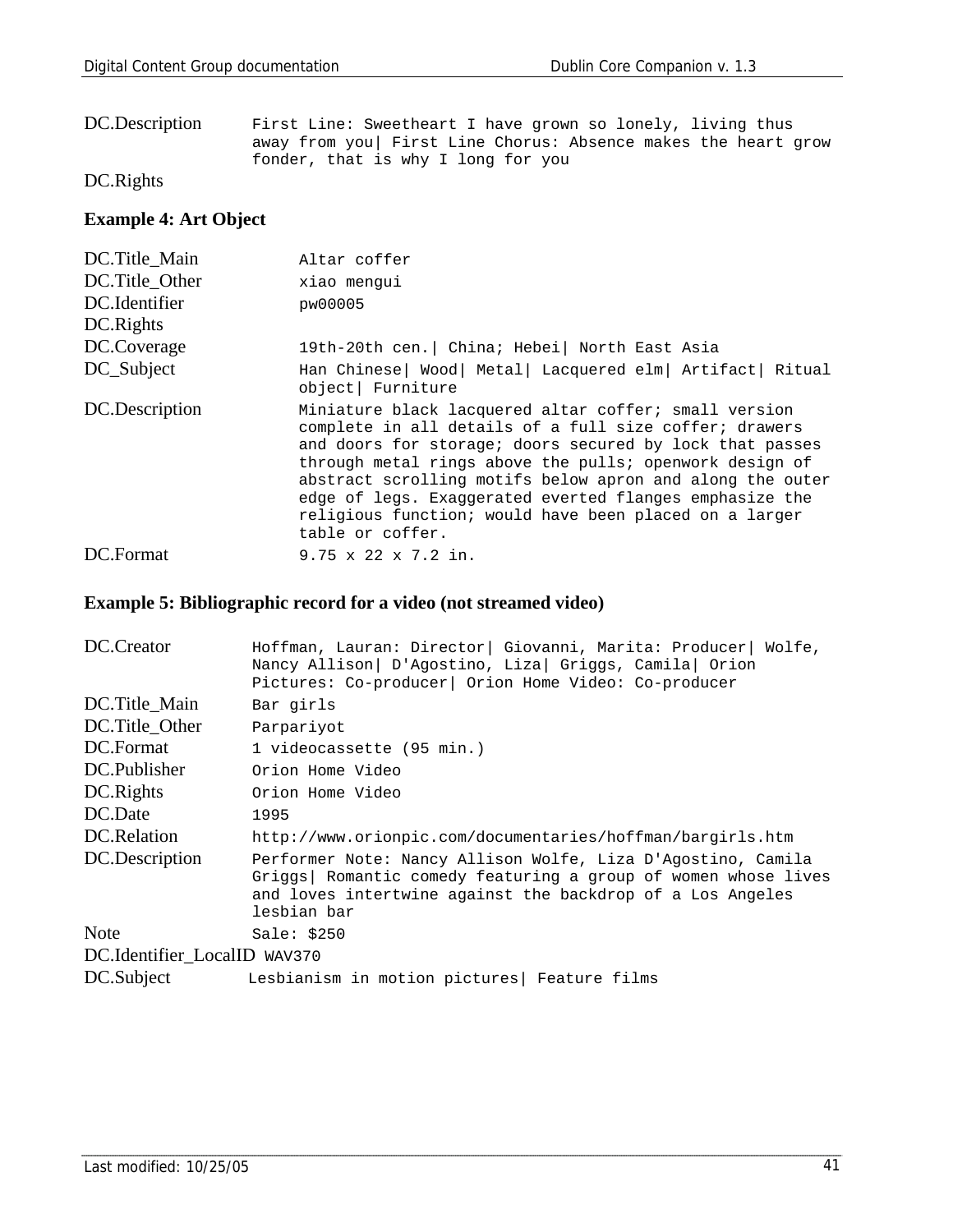| | |
|---|---|
| DC.Description | First Line: Sweetheart I have grown so lonely, living thus away from you\| First Line Chorus: Absence makes the heart grow fonder, that is why I long for you |
| DC.Rights | |

### Example 4: Art Object

| | |
|---|---|
| DC.Title_Main | Altar coffer |
| DC.Title_Other | xiao mengui |
| DC.Identifier | pw00005 |
| DC.Rights | |
| DC.Coverage | 19th-20th cen.\| China; Hebei\| North East Asia |
| DC_Subject | Han Chinese\| Wood\| Metal\| Lacquered elm\| Artifact\| Ritual object\| Furniture |
| DC.Description | Miniature black lacquered altar coffer; small version complete in all details of a full size coffer; drawers and doors for storage; doors secured by lock that passes through metal rings above the pulls; openwork design of abstract scrolling motifs below apron and along the outer edge of legs. Exaggerated everted flanges emphasize the religious function; would have been placed on a larger table or coffer. |
| DC.Format | 9.75 x 22 x 7.2 in. |

### Example 5: Bibliographic record for a video (not streamed video)

| | |
|---|---|
| DC.Creator | Hoffman, Lauran: Director\| Giovanni, Marita: Producer\| Wolfe, Nancy Allison\| D'Agostino, Liza\| Griggs, Camila\| Orion Pictures: Co-producer\| Orion Home Video: Co-producer |
| DC.Title_Main | Bar girls |
| DC.Title_Other | Parpariyot |
| DC.Format | 1 videocassette (95 min.) |
| DC.Publisher | Orion Home Video |
| DC.Rights | Orion Home Video |
| DC.Date | 1995 |
| DC.Relation | http://www.orionpic.com/documentaries/hoffman/bargirls.htm |
| DC.Description | Performer Note: Nancy Allison Wolfe, Liza D'Agostino, Camila Griggs\| Romantic comedy featuring a group of women whose lives and loves intertwine against the backdrop of a Los Angeles lesbian bar |
| Note | Sale: $250 |
| DC.Identifier_LocalID | WAV370 |
| DC.Subject | Lesbianism in motion pictures\| Feature films |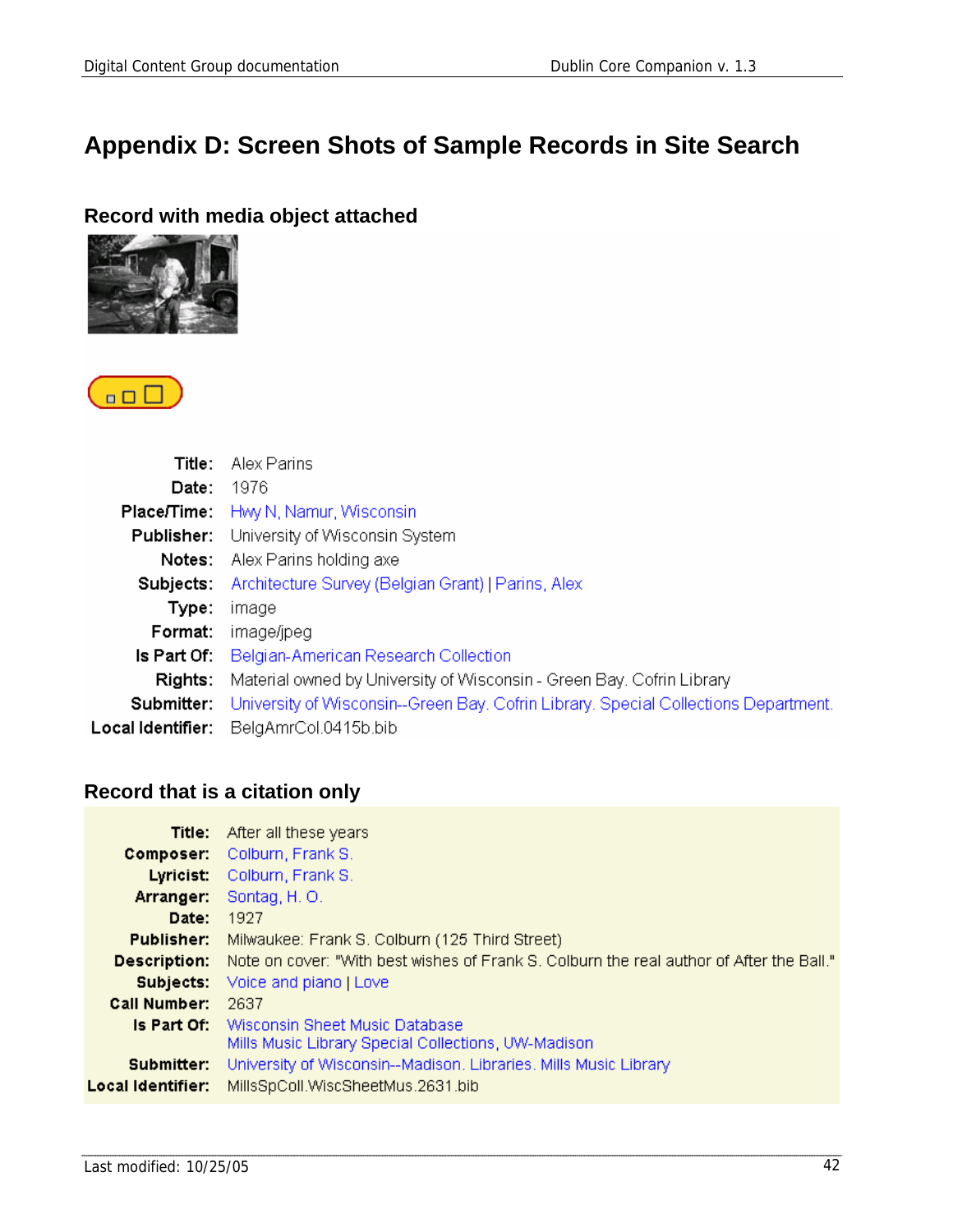# Appendix D: Screen Shots of Sample Records in Site Search

## Record with media object attached

| | |
|---|---|
| **Title:** | Alex Parins |
| **Date:** | 1976 |
| **Place/Time:** | Hwy N, Namur, Wisconsin |
| **Publisher:** | University of Wisconsin System |
| **Notes:** | Alex Parins holding axe |
| **Subjects:** | Architecture Survey (Belgian Grant) \| Parins, Alex |
| **Type:** | image |
| **Format:** | image/jpeg |
| **Is Part Of:** | Belgian-American Research Collection |
| **Rights:** | Material owned by University of Wisconsin - Green Bay. Cofrin Library |
| **Submitter:** | University of Wisconsin--Green Bay. Cofrin Library. Special Collections Department. |
| **Local Identifier:** | BelgAmrCol.0415b.bib |

## Record that is a citation only

| | |
|---|---|
| **Title:** | After all these years |
| **Composer:** | Colburn, Frank S. |
| **Lyricist:** | Colburn, Frank S. |
| **Arranger:** | Sontag, H. O. |
| **Date:** | 1927 |
| **Publisher:** | Milwaukee: Frank S. Colburn (125 Third Street) |
| **Description:** | Note on cover: "With best wishes of Frank S. Colburn the real author of After the Ball." |
| **Subjects:** | Voice and piano \| Love |
| **Call Number:** | 2637 |
| **Is Part Of:** | Wisconsin Sheet Music Database<br>Mills Music Library Special Collections, UW-Madison |
| **Submitter:** | University of Wisconsin--Madison. Libraries. Mills Music Library |
| **Local Identifier:** | MillsSpColl.WiscSheetMus.2631.bib |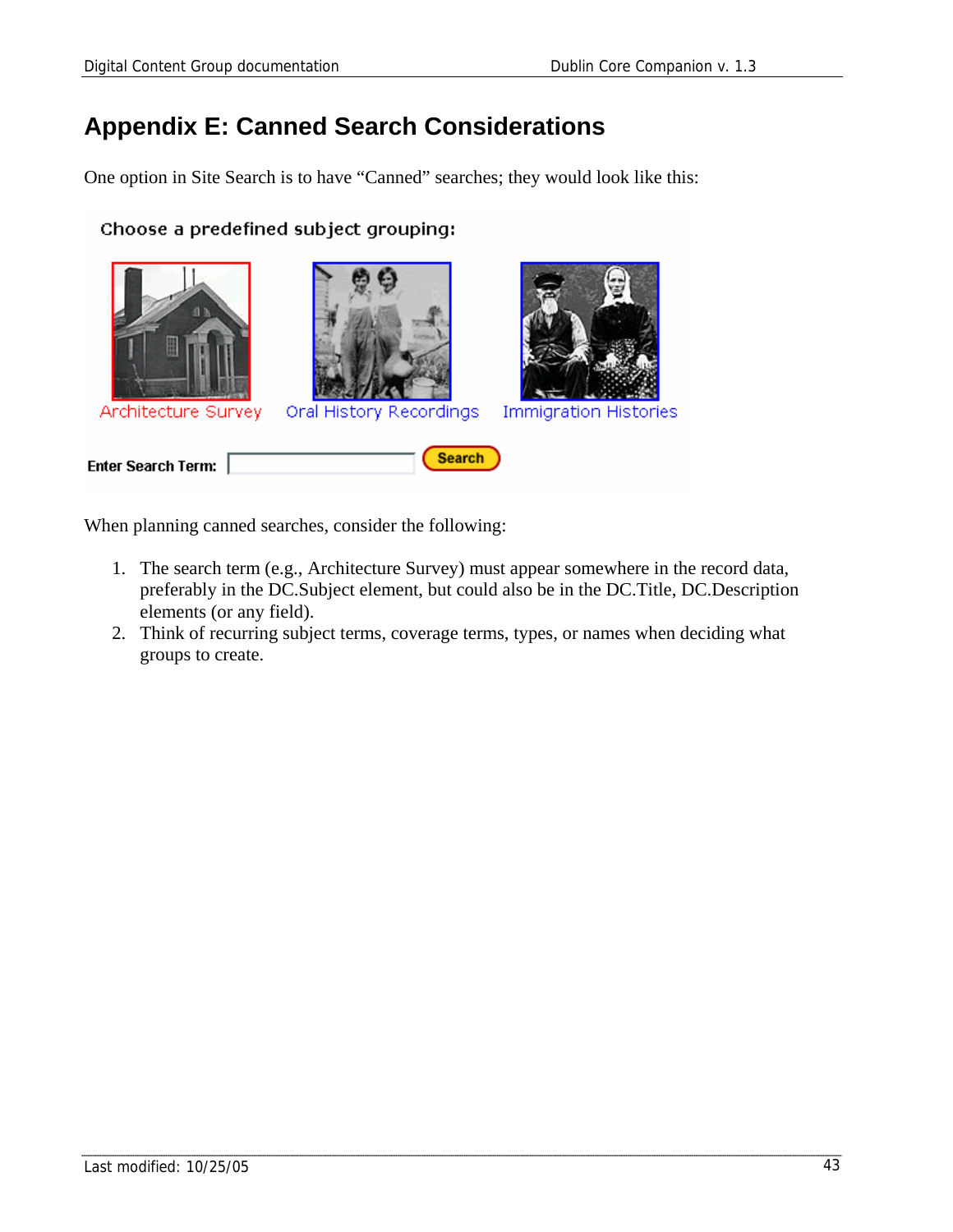# Appendix E: Canned Search Considerations

One option in Site Search is to have "Canned" searches; they would look like this:

Choose a predefined subject grouping:

Architecture Survey

Oral History Recordings

Immigration Histories

Enter Search Term:

Search

When planning canned searches, consider the following:

1. The search term (e.g., Architecture Survey) must appear somewhere in the record data, preferably in the DC.Subject element, but could also be in the DC.Title, DC.Description elements (or any field).
2. Think of recurring subject terms, coverage terms, types, or names when deciding what groups to create.